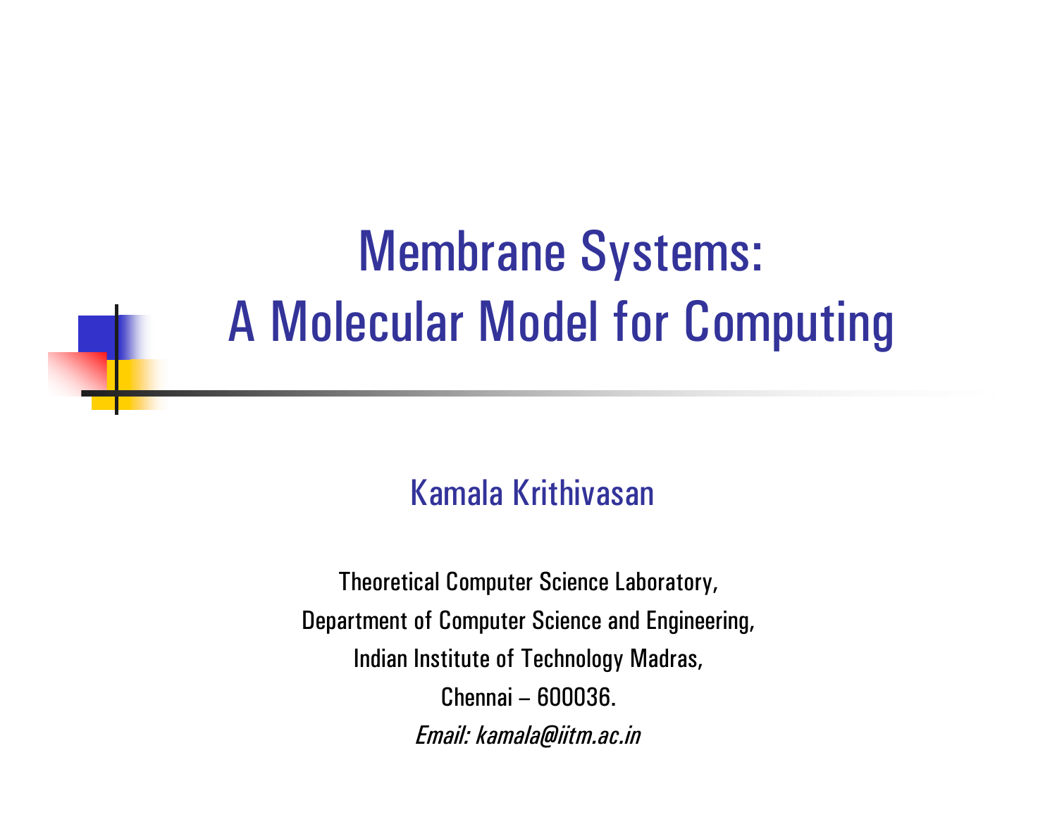# Membrane Systems: A Molecular Model for Computing

Kamala Krithivasan

Theoretical Computer Science Laboratory,

Department of Computer Science and Engineering,

Indian Institute of Technology Madras,

Chennai – 600036.

*Email: kamala@iitm.ac.in*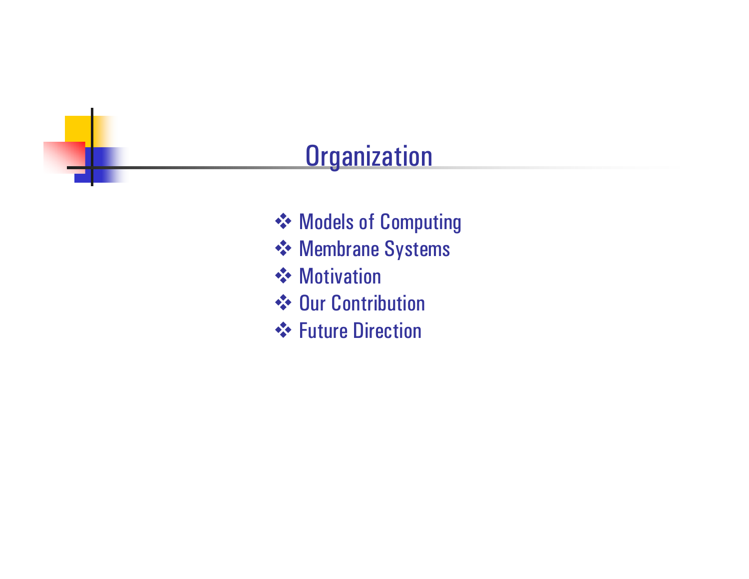# Organization

- Models of Computing
- Membrane Systems
- Motivation
- Our Contribution
- Future Direction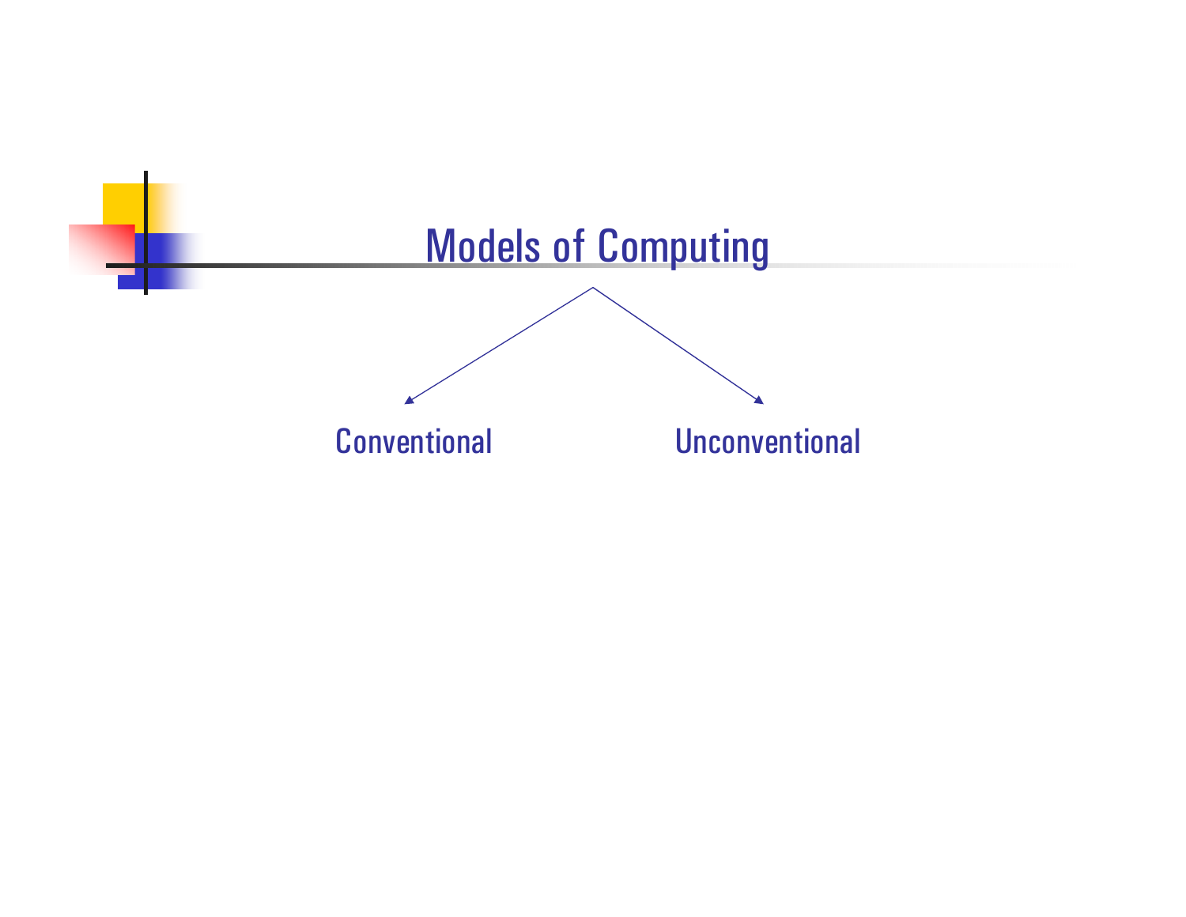# Models of Computing

- Conventional
- Unconventional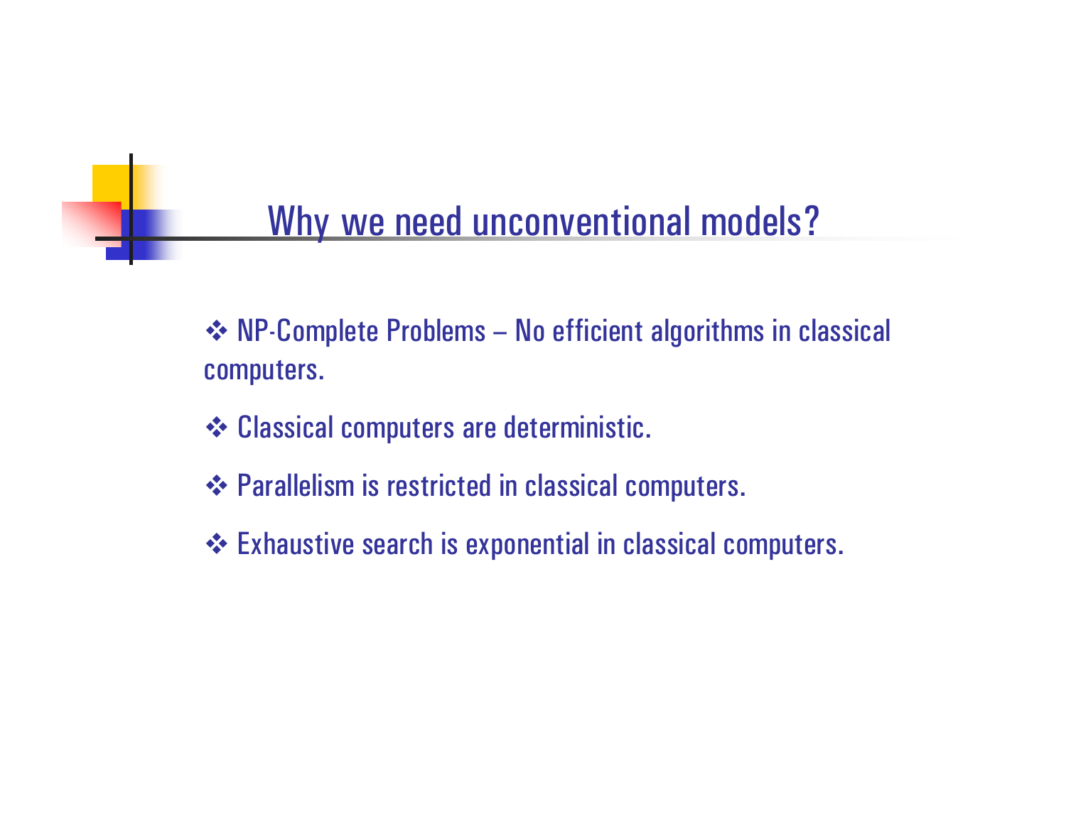## Why we need unconventional models?

- NP-Complete Problems – No efficient algorithms in classical computers.
- Classical computers are deterministic.
- Parallelism is restricted in classical computers.
- Exhaustive search is exponential in classical computers.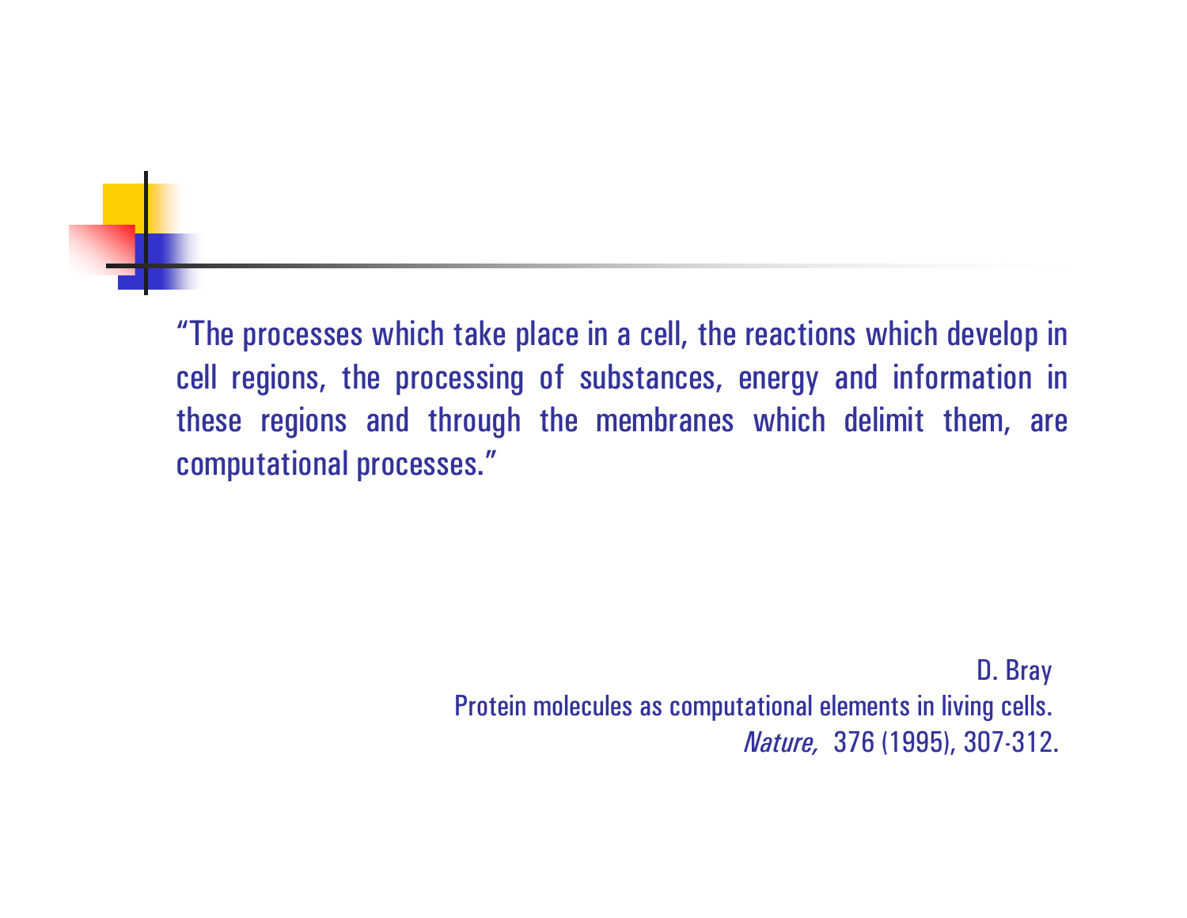"The processes which take place in a cell, the reactions which develop in cell regions, the processing of substances, energy and information in these regions and through the membranes which delimit them, are computational processes."

D. Bray
Protein molecules as computational elements in living cells.
*Nature,* 376 (1995), 307-312.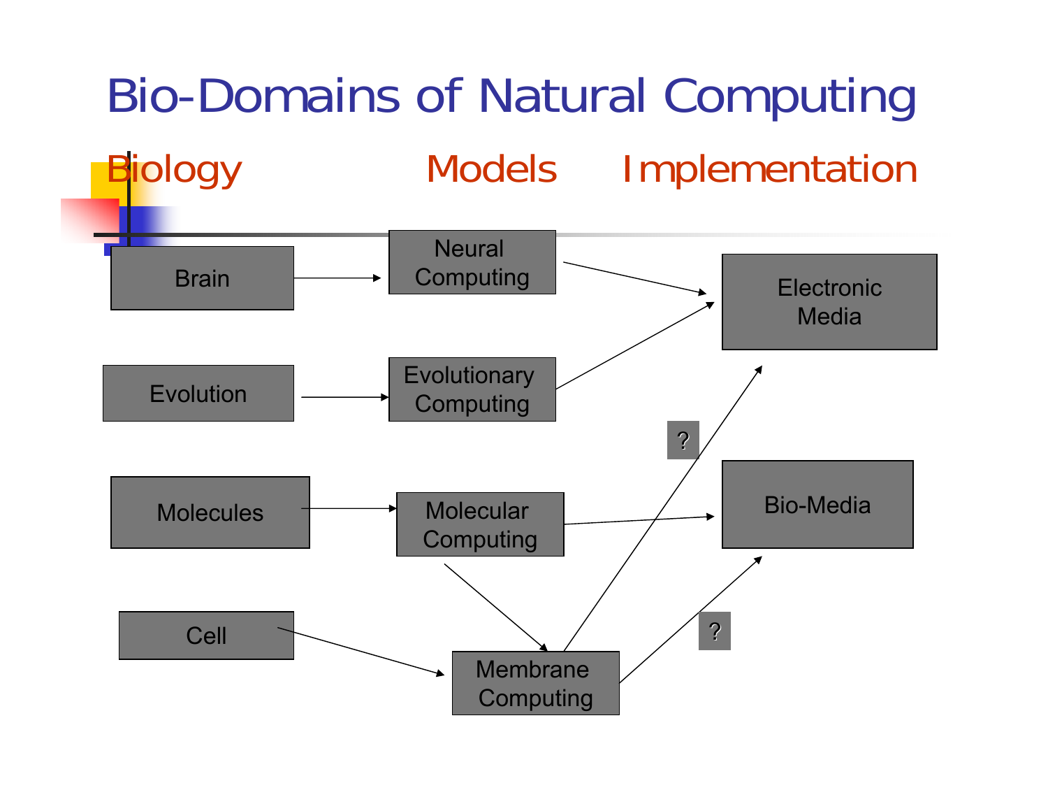# Bio-Domains of Natural Computing

| Biology | Models | Implementation |
|---|---|---|
| Brain | Neural Computing | Electronic Media |
| Evolution | Evolutionary Computing | |
| Molecules | Molecular Computing | Bio-Media |
| Cell | Membrane Computing | |

- Brain → Neural Computing → Electronic Media
- Evolution → Evolutionary Computing → Electronic Media
- Molecules → Molecular Computing → Bio-Media
- Molecular Computing → Membrane Computing
- Cell → Membrane Computing
- Membrane Computing → Electronic Media (?)
- Membrane Computing → Bio-Media (?)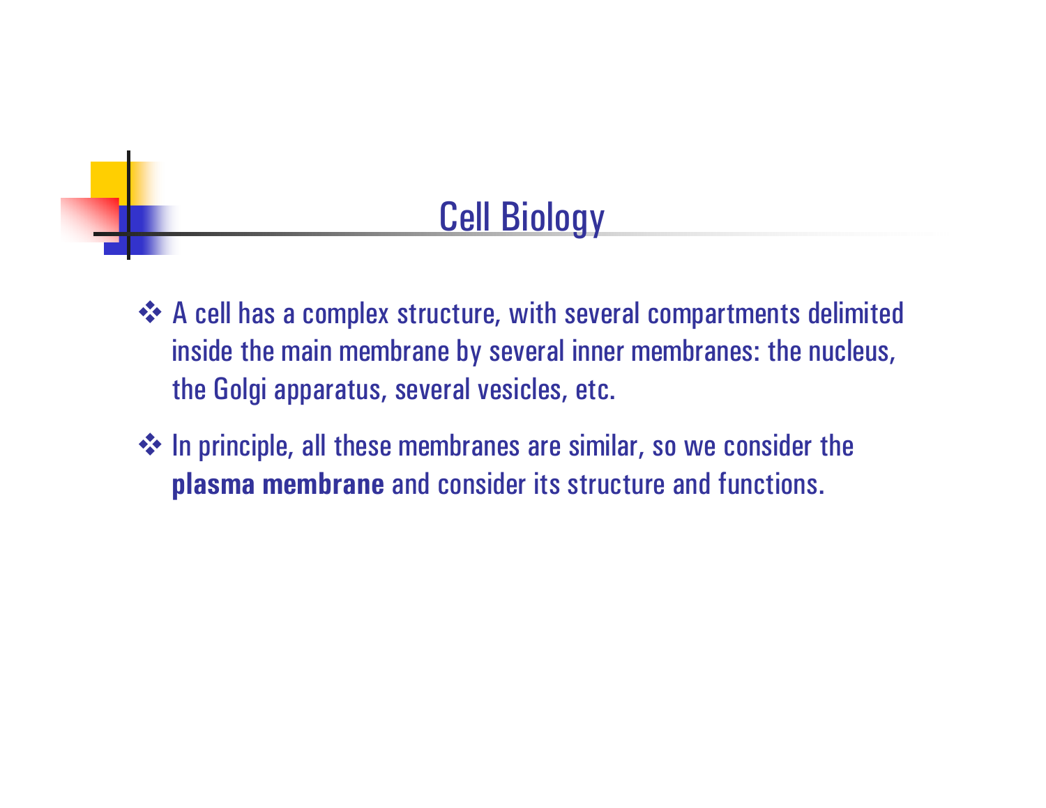# Cell Biology

- A cell has a complex structure, with several compartments delimited inside the main membrane by several inner membranes: the nucleus, the Golgi apparatus, several vesicles, etc.
- In principle, all these membranes are similar, so we consider the **plasma membrane** and consider its structure and functions.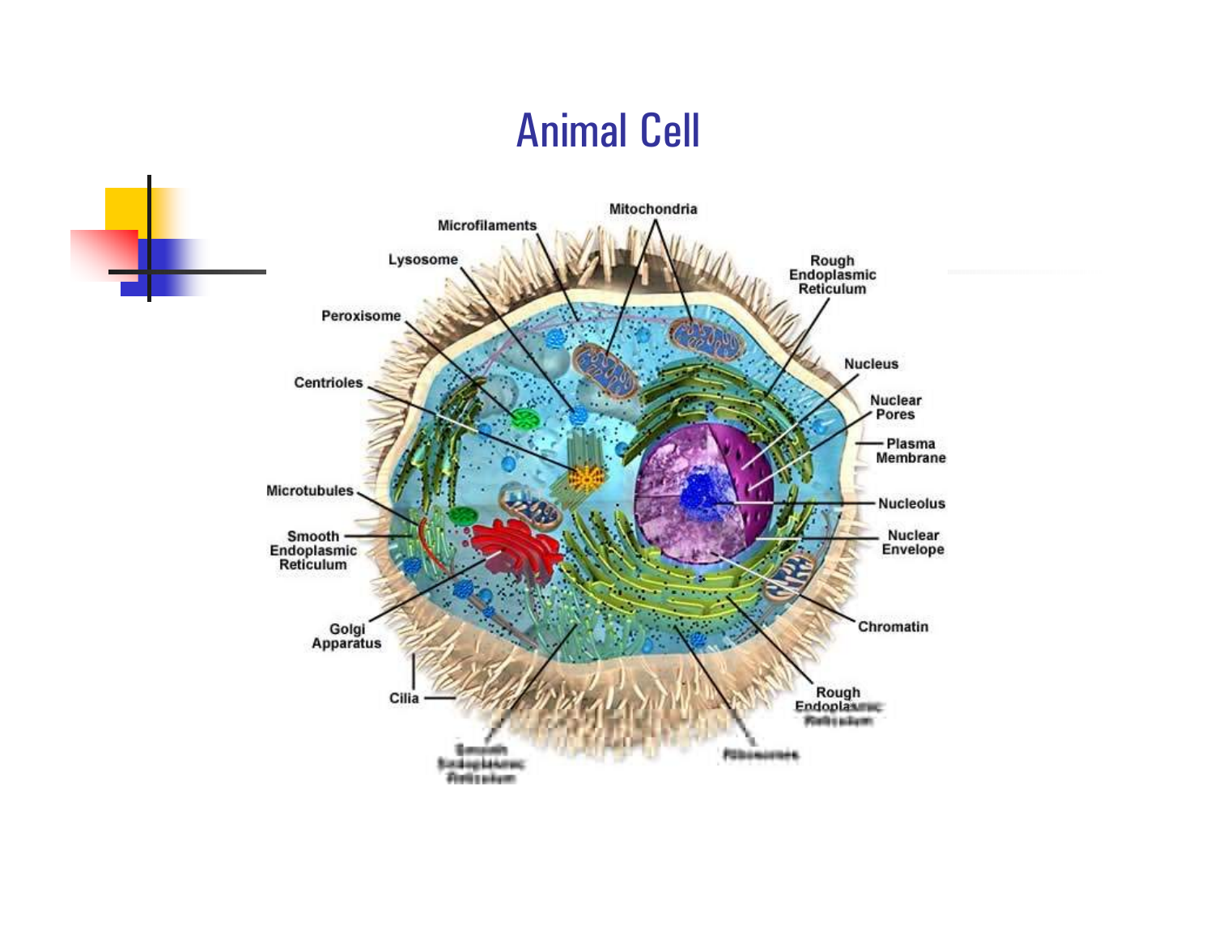# Animal Cell

Microfilaments

Mitochondria

Lysosome

Rough Endoplasmic Reticulum

Peroxisome

Nucleus

Centrioles

Nuclear Pores

Plasma Membrane

Microtubules

Nucleolus

Smooth Endoplasmic Reticulum

Nuclear Envelope

Chromatin

Golgi Apparatus

Cilia

Rough Endoplasmic Reticulum

Smooth Endoplasmic Reticulum

Ribosomes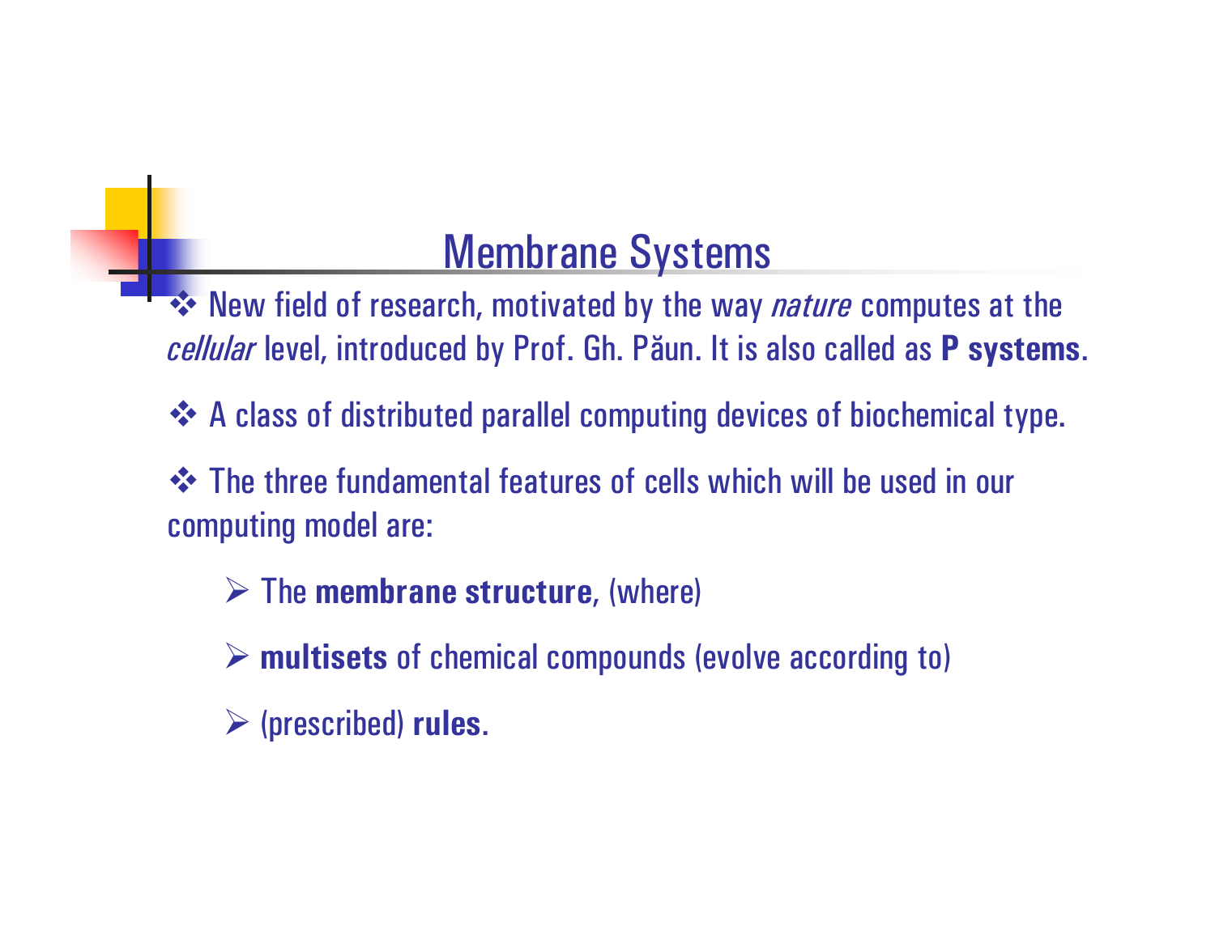# Membrane Systems

- New field of research, motivated by the way *nature* computes at the *cellular* level, introduced by Prof. Gh. Păun. It is also called as **P systems**.

- A class of distributed parallel computing devices of biochemical type.

- The three fundamental features of cells which will be used in our computing model are:

  - The **membrane structure**, (where)

  - **multisets** of chemical compounds (evolve according to)

  - (prescribed) **rules**.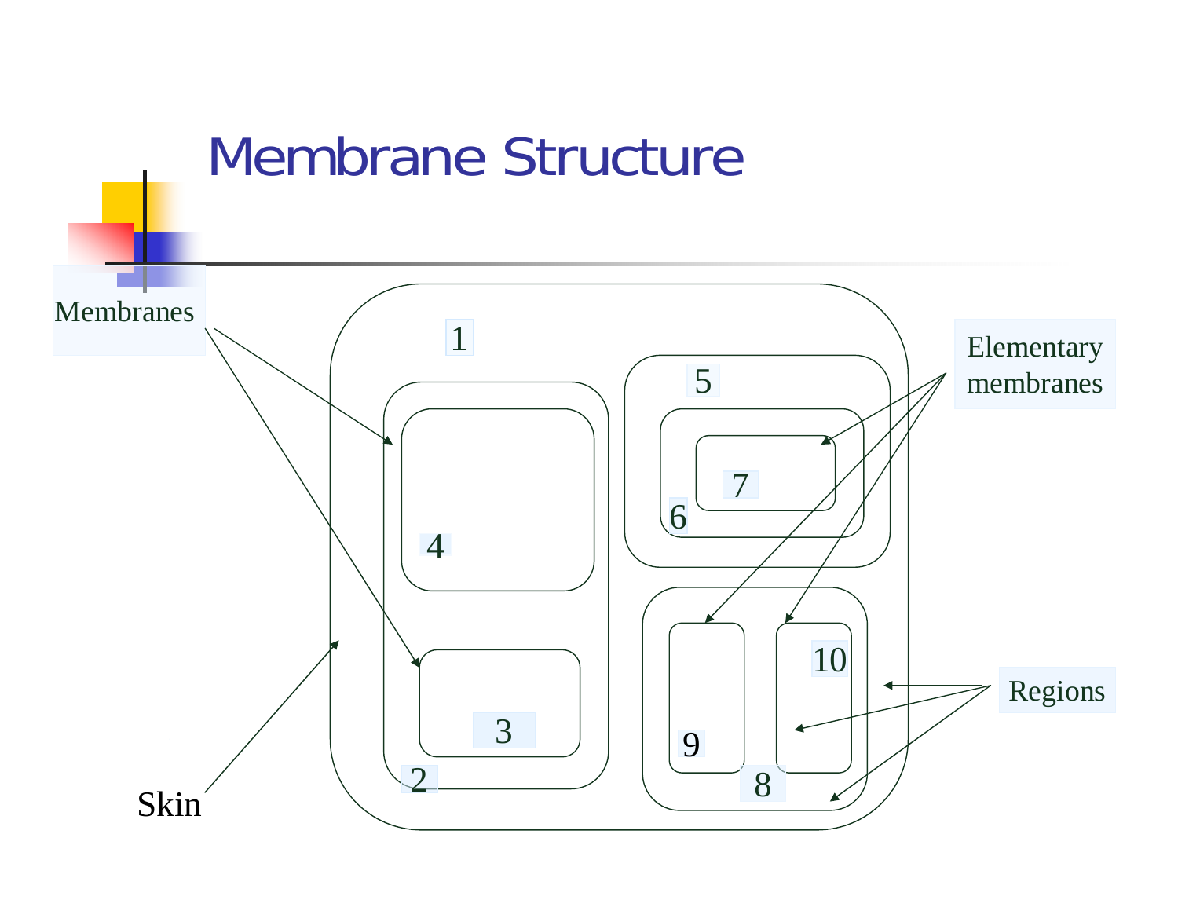# Membrane Structure

Membranes

Elementary membranes

Regions

Skin

1

2

3

4

5

6

7

8

9

10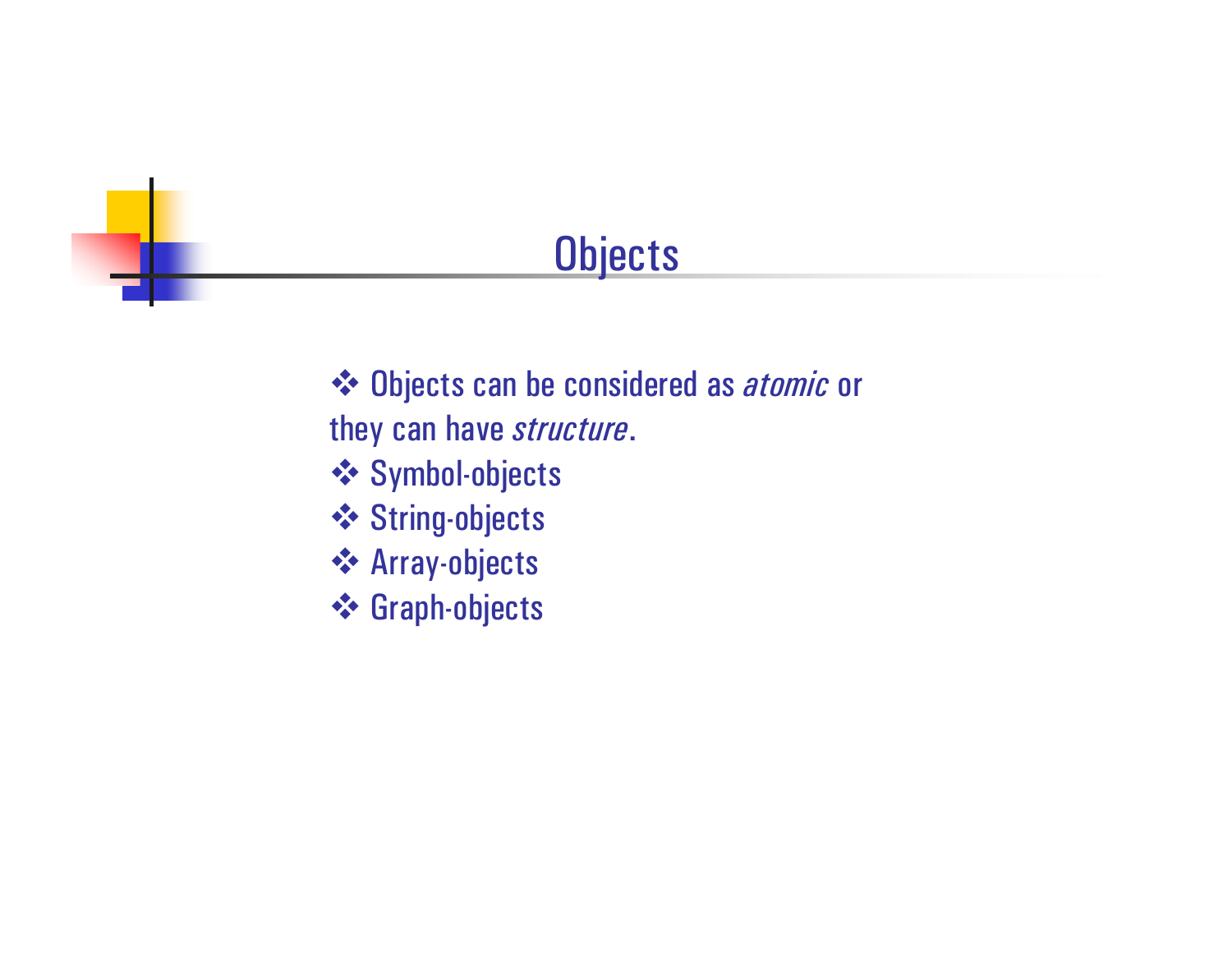# Objects

- Objects can be considered as *atomic* or they can have *structure*.
- Symbol-objects
- String-objects
- Array-objects
- Graph-objects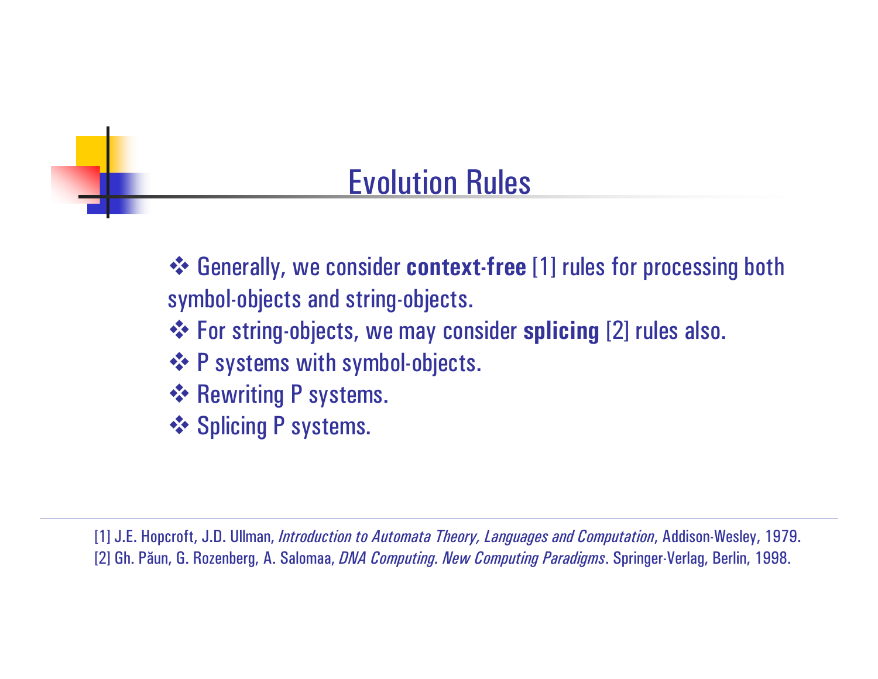# Evolution Rules

- Generally, we consider **context-free** [1] rules for processing both symbol-objects and string-objects.
- For string-objects, we may consider **splicing** [2] rules also.
- P systems with symbol-objects.
- Rewriting P systems.
- Splicing P systems.

---

[1] J.E. Hopcroft, J.D. Ullman, *Introduction to Automata Theory, Languages and Computation*, Addison-Wesley, 1979.
[2] Gh. Păun, G. Rozenberg, A. Salomaa, *DNA Computing. New Computing Paradigms*. Springer-Verlag, Berlin, 1998.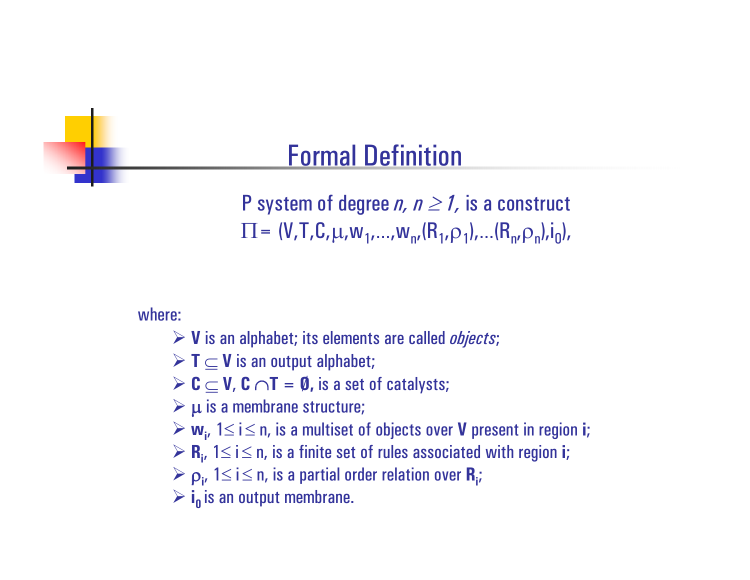# Formal Definition

P system of degree *n, $n \geq 1$,* is a construct

$$\Pi = (V,T,C,\mu,w_1,\ldots,w_n,(R_1,\rho_1),\ldots(R_n,\rho_n),i_0),$$

where:

- **V** is an alphabet; its elements are called *objects*;
- $\mathbf{T} \subseteq \mathbf{V}$ is an output alphabet;
- $\mathbf{C} \subseteq \mathbf{V}$, $\mathbf{C} \cap \mathbf{T} = \emptyset$, is a set of catalysts;
- $\mu$ is a membrane structure;
- $\mathbf{w_i}$, $1 \leq i \leq n$, is a multiset of objects over **V** present in region **i**;
- $\mathbf{R_i}$, $1 \leq i \leq n$, is a finite set of rules associated with region **i**;
- $\rho_i$, $1 \leq i \leq n$, is a partial order relation over $\mathbf{R_i}$;
- $\mathbf{i_0}$ is an output membrane.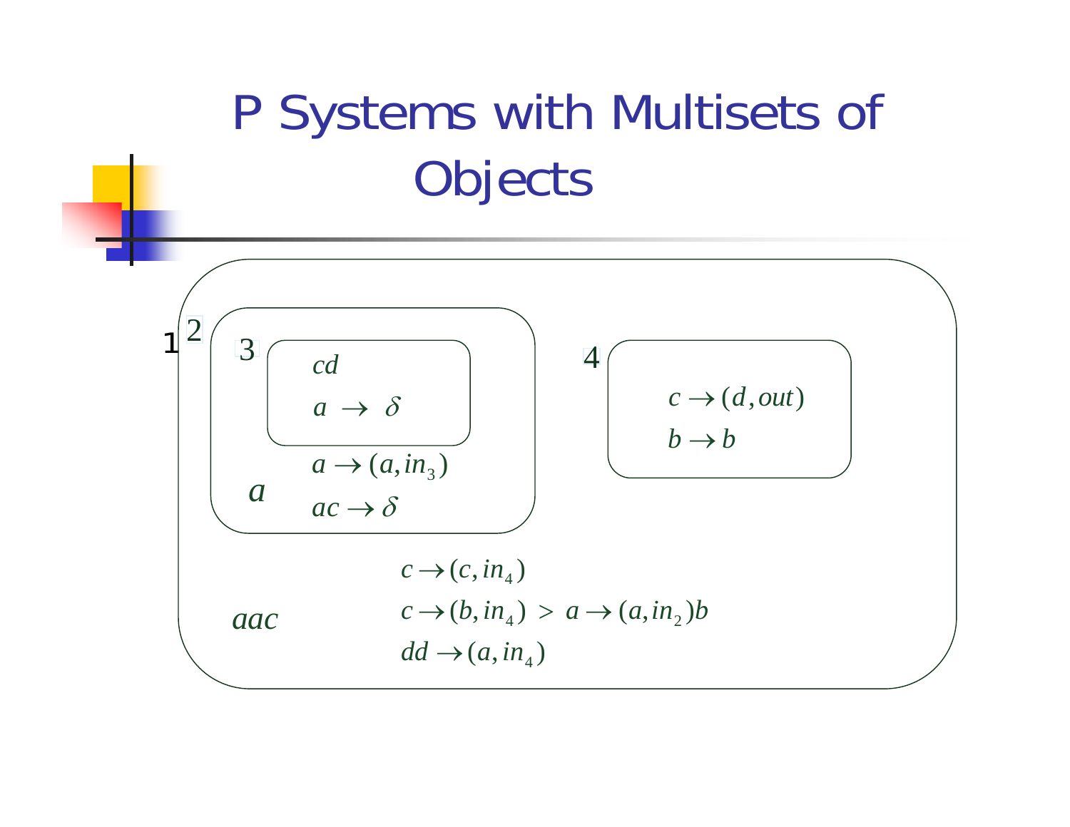# P Systems with Multisets of Objects

1

2

3

$cd$

$a \to \delta$

$a \to (a, in_3)$

$a$

$ac \to \delta$

4

$c \to (d, out)$

$b \to b$

$aac$

$c \to (c, in_4)$

$c \to (b, in_4) > a \to (a, in_2)b$

$dd \to (a, in_4)$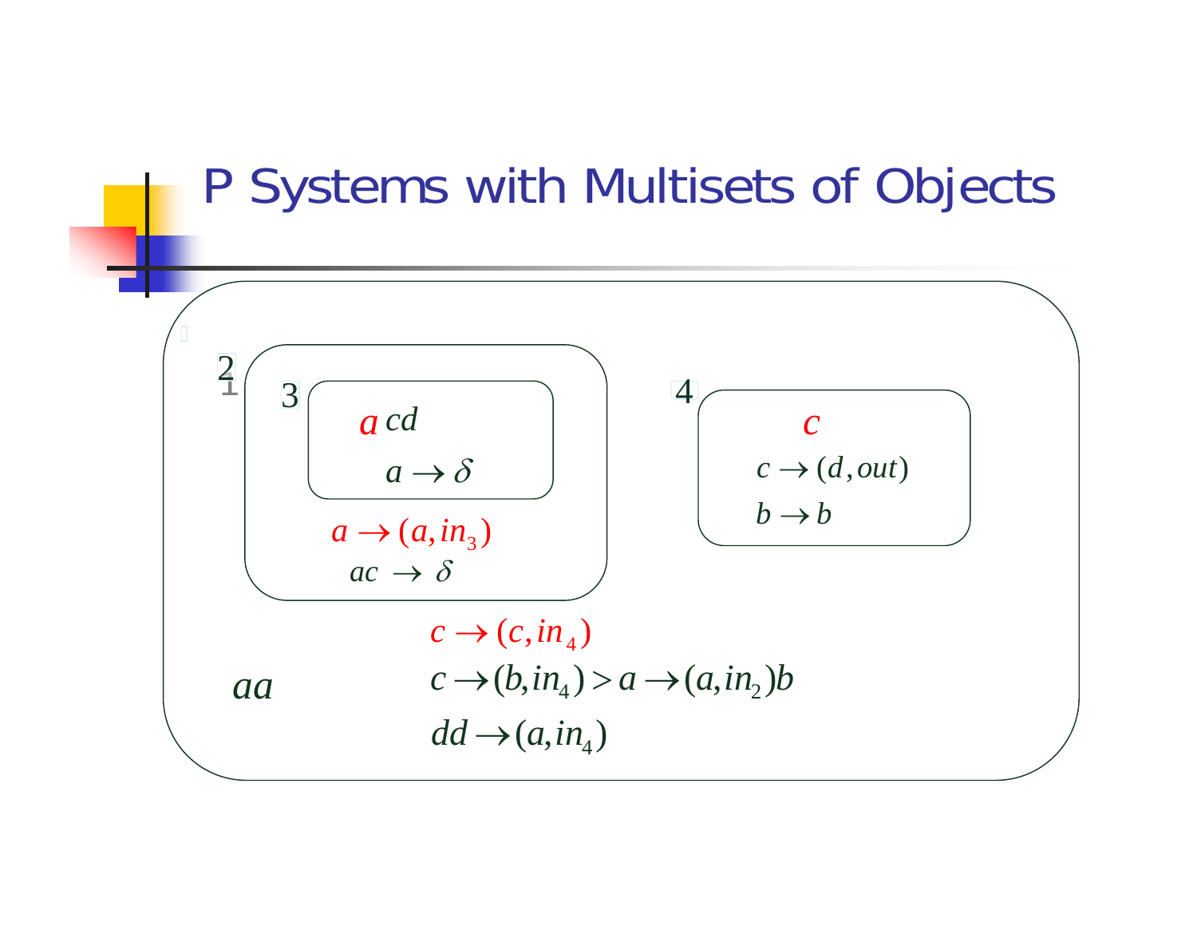# P Systems with Multisets of Objects

1

2

3

$a\,cd$

$a \rightarrow \delta$

$a \rightarrow (a, in_3)$

$ac \rightarrow \delta$

4

$c$

$c \rightarrow (d, out)$

$b \rightarrow b$

$aa$

$c \rightarrow (c, in_4)$

$c \rightarrow (b, in_4) > a \rightarrow (a, in_2)b$

$dd \rightarrow (a, in_4)$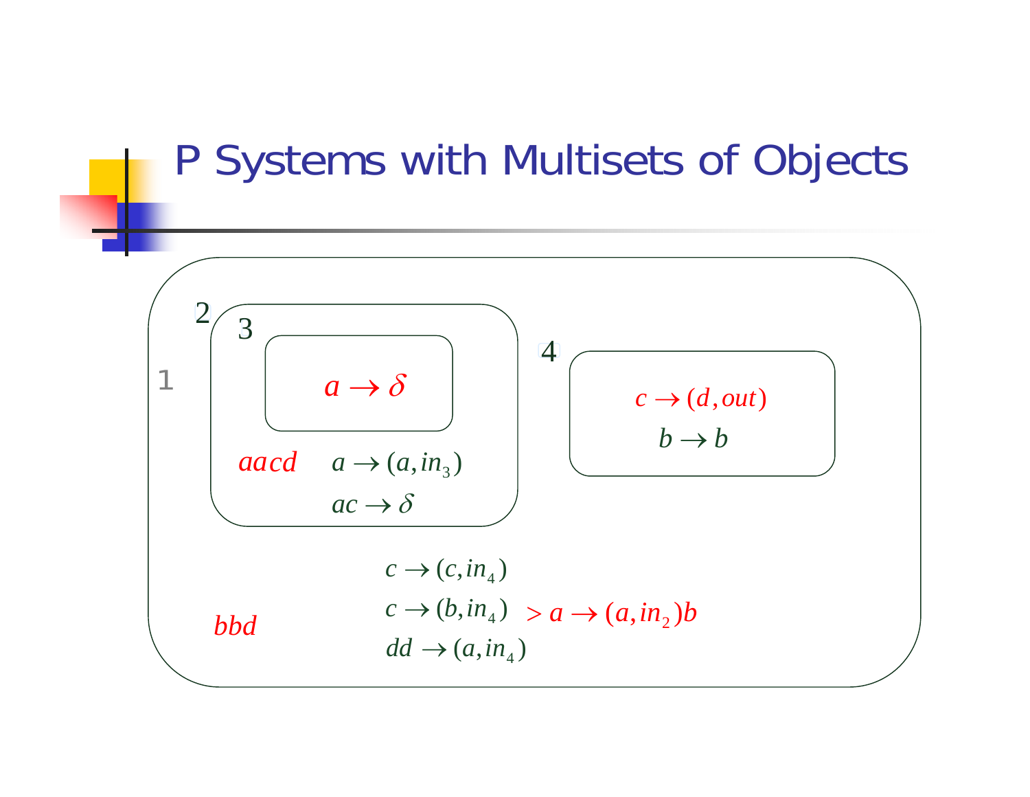# P Systems with Multisets of Objects

1

2

3

$a \rightarrow \delta$

$aacd$

$a \rightarrow (a, in_3)$

$ac \rightarrow \delta$

4

$c \rightarrow (d, out)$

$b \rightarrow b$

$c \rightarrow (c, in_4)$

$c \rightarrow (b, in_4) > a \rightarrow (a, in_2)b$

$dd \rightarrow (a, in_4)$

$bbd$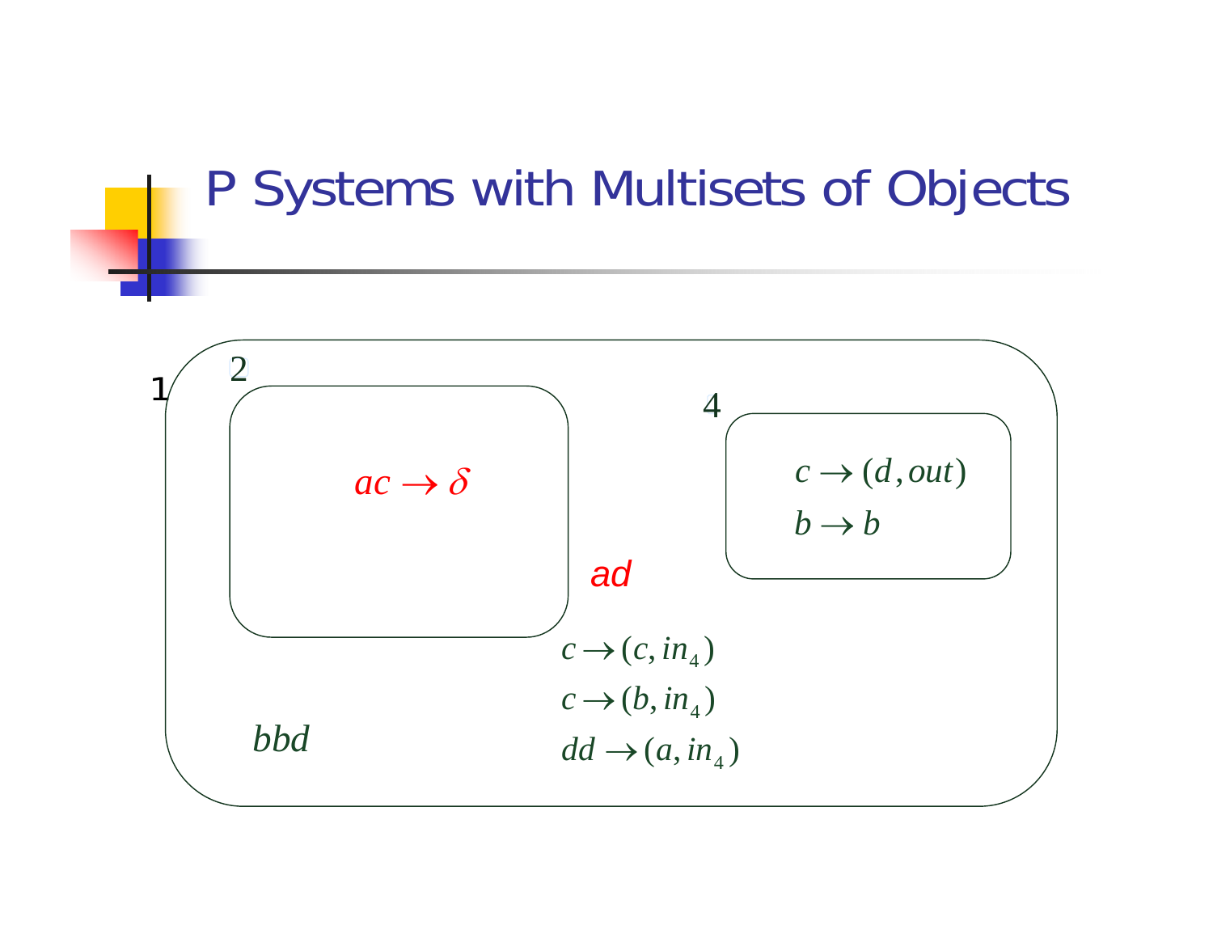# P Systems with Multisets of Objects

1

2

$ac \rightarrow \delta$

4

$c \rightarrow (d, out)$

$b \rightarrow b$

*ad*

$c \rightarrow (c, in_4)$

$c \rightarrow (b, in_4)$

$dd \rightarrow (a, in_4)$

$bbd$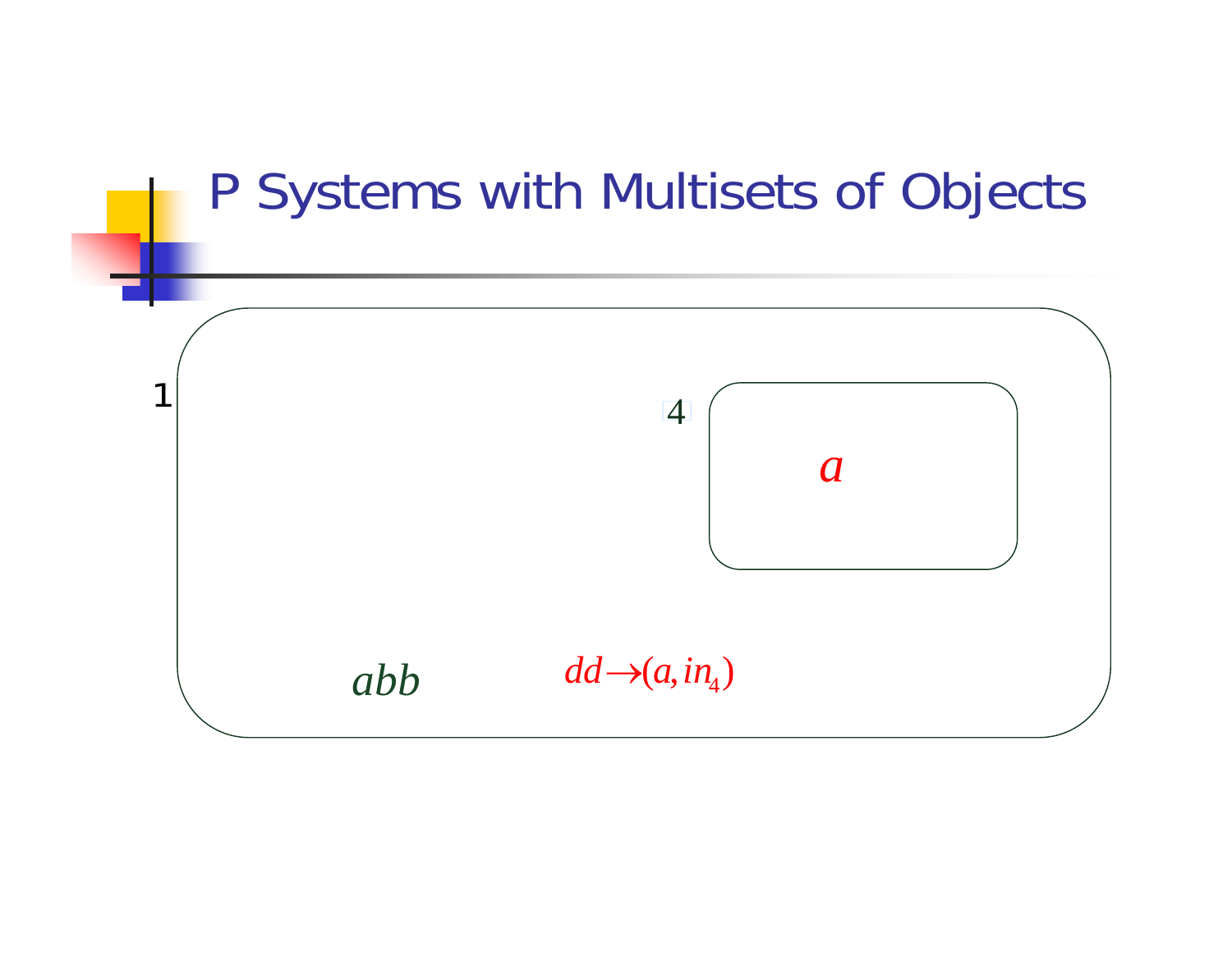# P Systems with Multisets of Objects

1

4

$a$

$abb$

$dd \rightarrow (a, in_4)$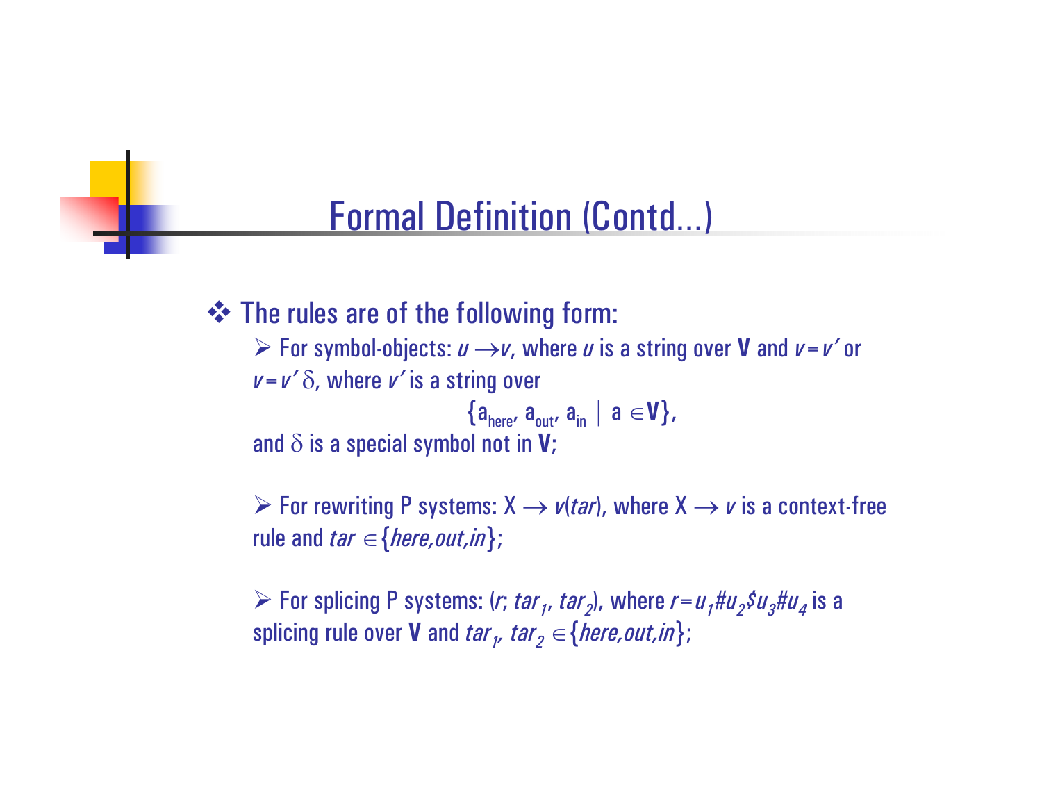# Formal Definition (Contd...)

- The rules are of the following form:
  - For symbol-objects: $u \rightarrow v$, where $u$ is a string over **V** and $v = v'$ or $v = v'\delta$, where $v'$ is a string over

    $$\{a_{here}, a_{out}, a_{in} \mid a \in \mathbf{V}\},$$

    and $\delta$ is a special symbol not in **V**;

  - For rewriting P systems: $X \rightarrow v(tar)$, where $X \rightarrow v$ is a context-free rule and $tar \in \{here, out, in\}$;

  - For splicing P systems: $(r; tar_1, tar_2)$, where $r = u_1\#u_2\$u_3\#u_4$ is a splicing rule over **V** and $tar_1, tar_2 \in \{here, out, in\}$;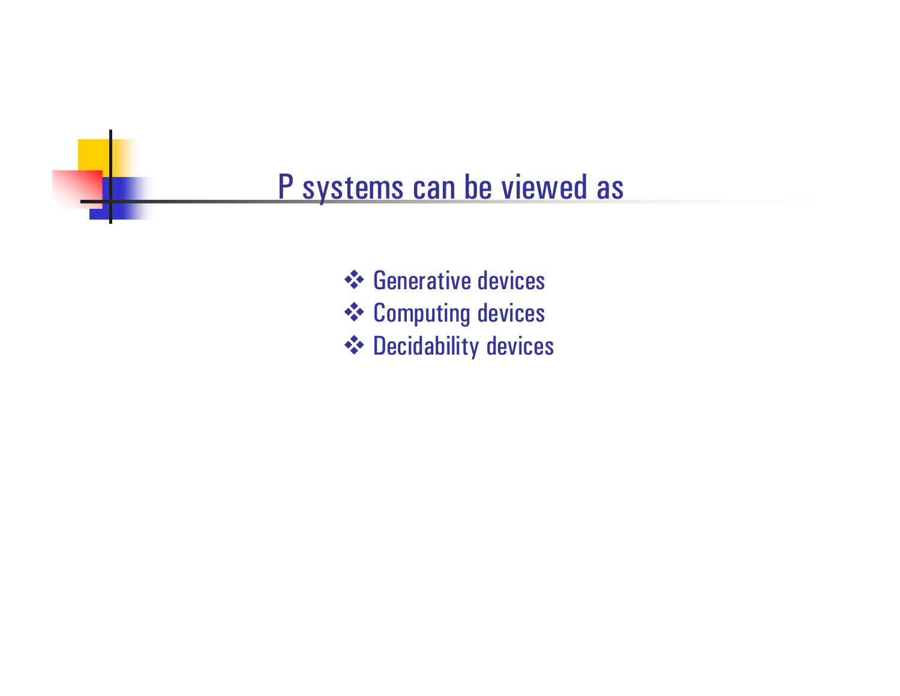# P systems can be viewed as

- Generative devices
- Computing devices
- Decidability devices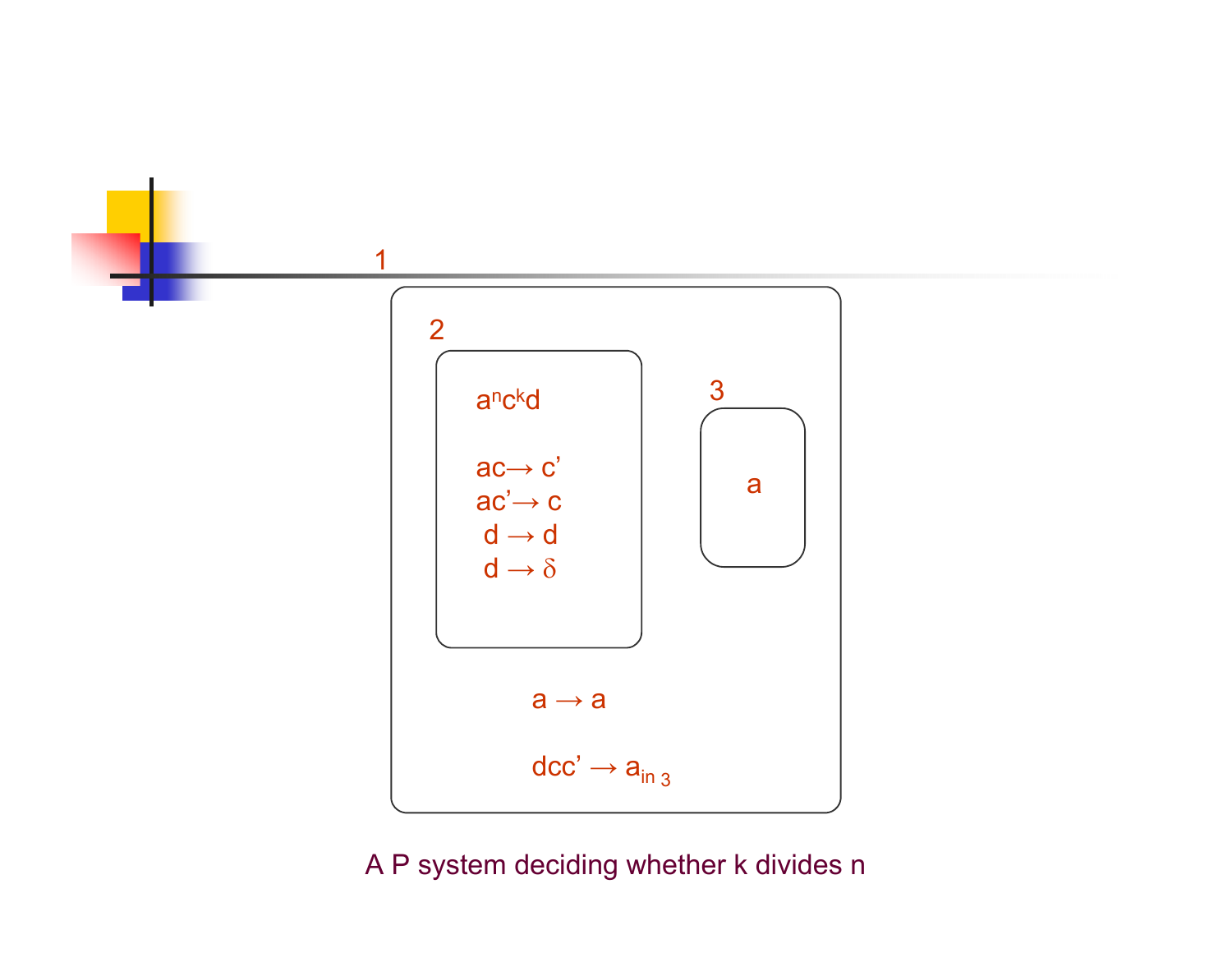1

2

$a^n c^k d$

$ac \to c'$
$ac' \to c$
$d \to d$
$d \to \delta$

3

a

$a \to a$

$dcc' \to a_{in\ 3}$

A P system deciding whether k divides n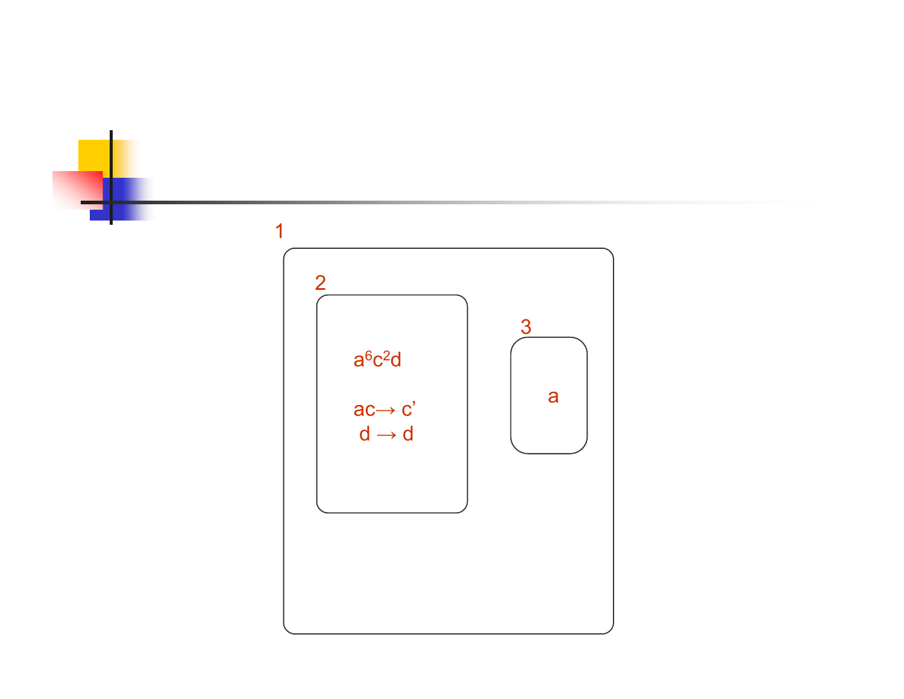1

2

$a^6c^2d$

$ac \rightarrow c'$

$d \rightarrow d$

3

a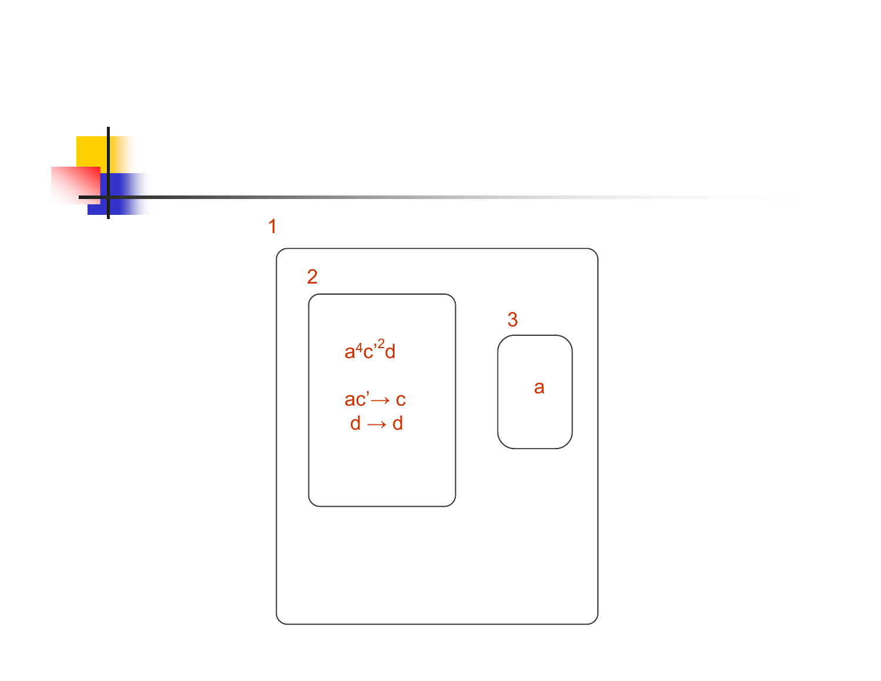1

2

$a^4c'^2d$

$ac' \rightarrow c$

$d \rightarrow d$

3

a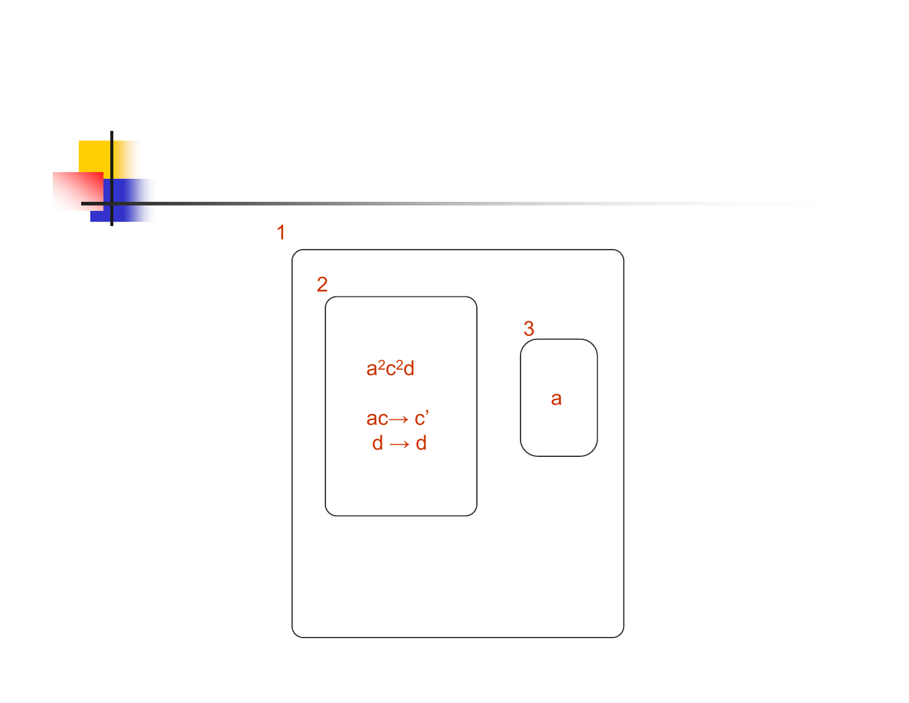1

2

$a^2c^2d$

$ac \rightarrow c'$

$d \rightarrow d$

3

a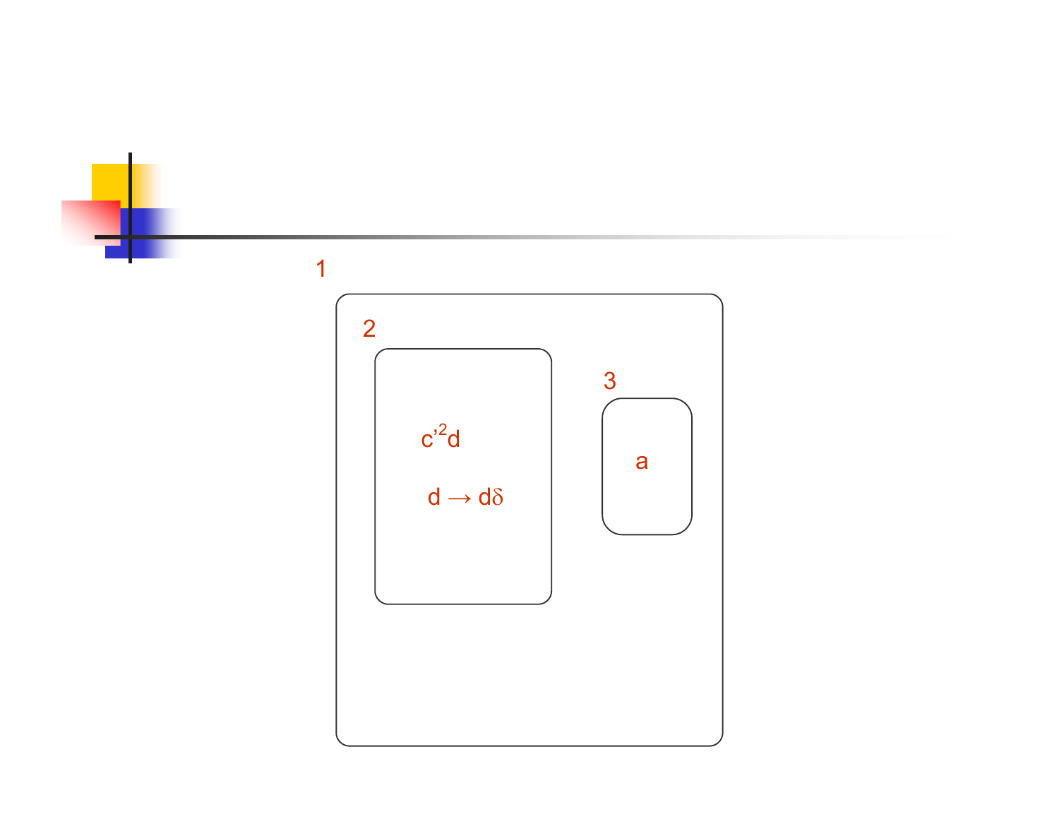1

2

$c'^2d$

$d \to d\delta$

3

a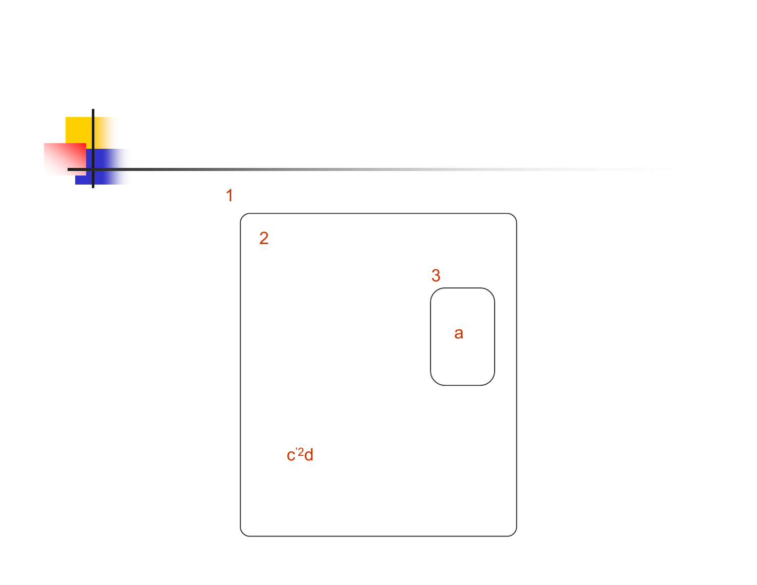1

2

3

a

$c'^2d$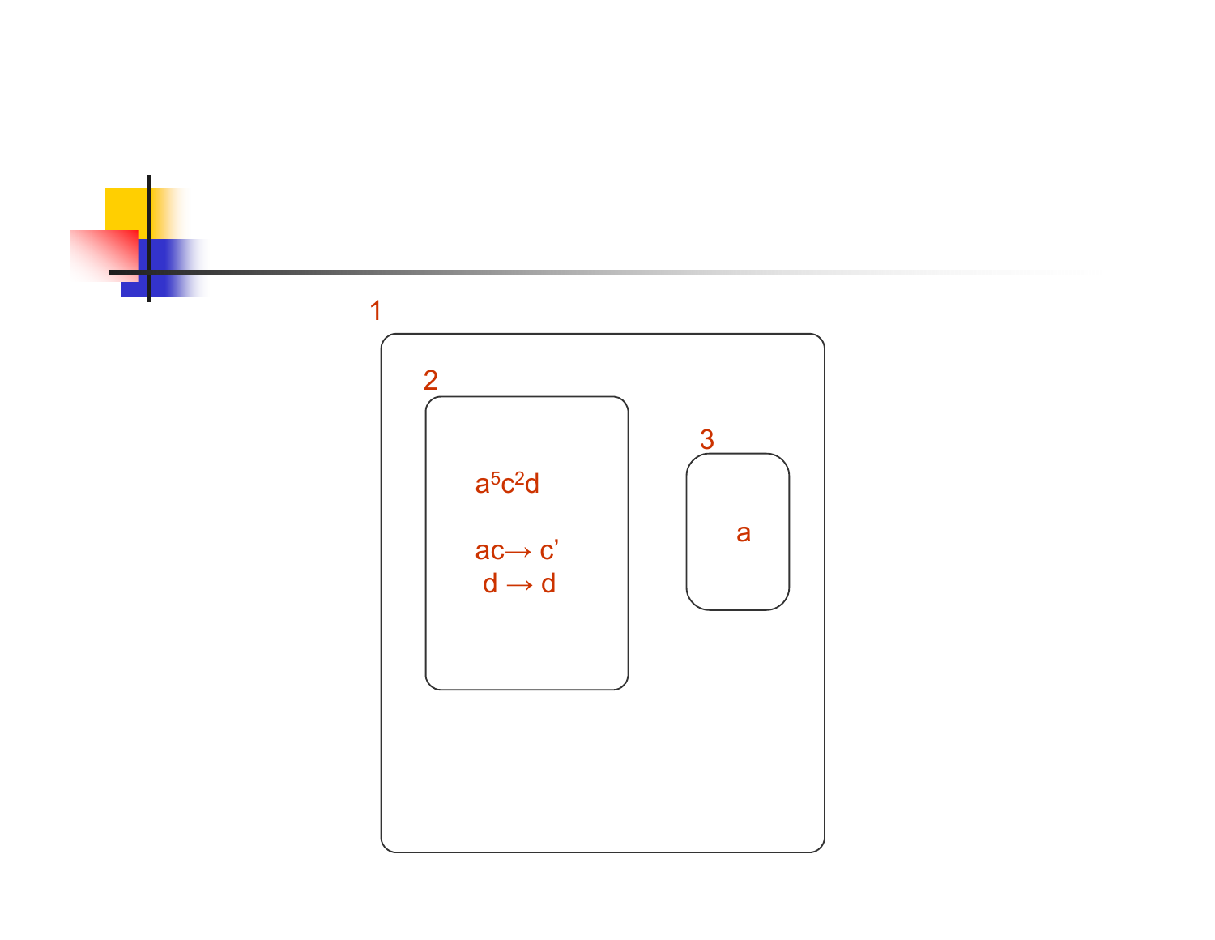1

2

$a^5c^2d$

$ac \rightarrow c'$

$d \rightarrow d$

3

a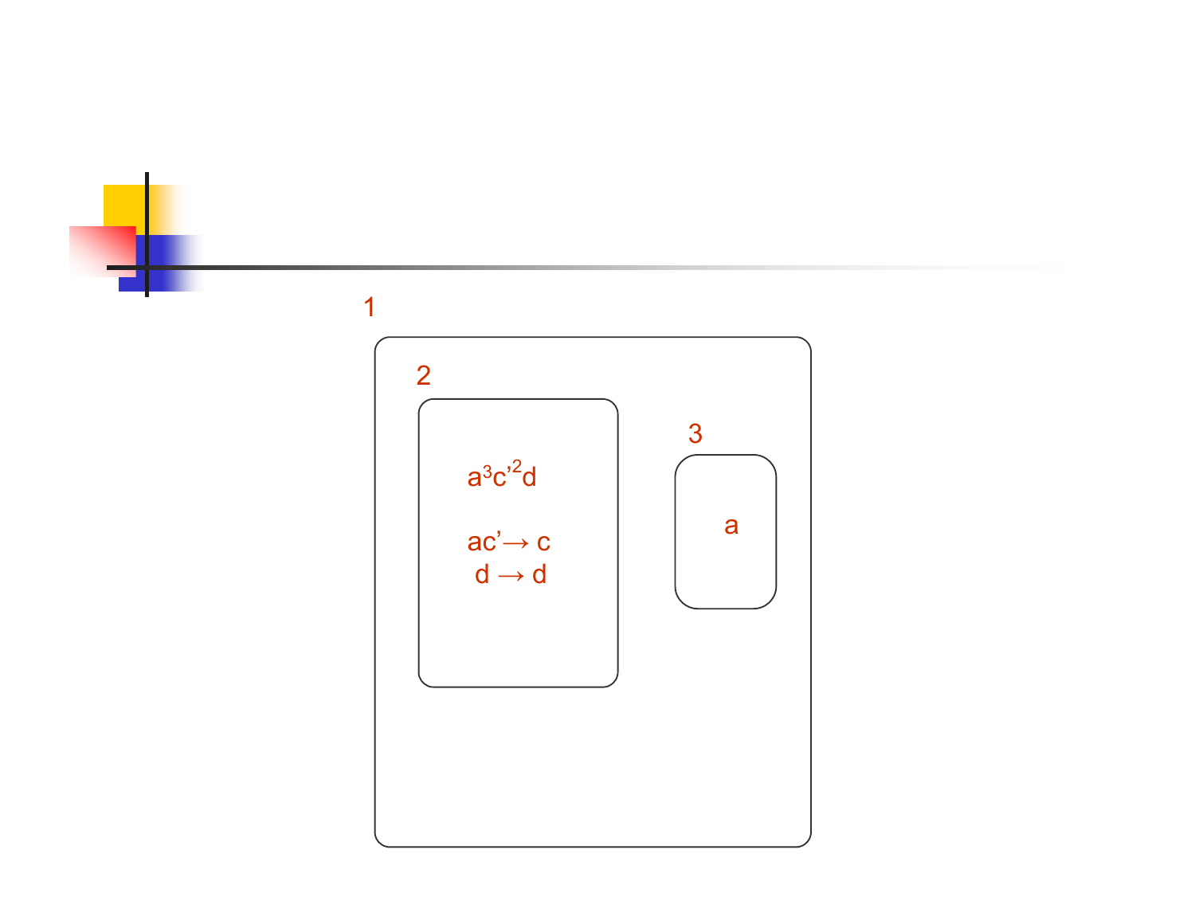1

2

$a^3c'^2d$

$ac' \to c$

$d \to d$

3

a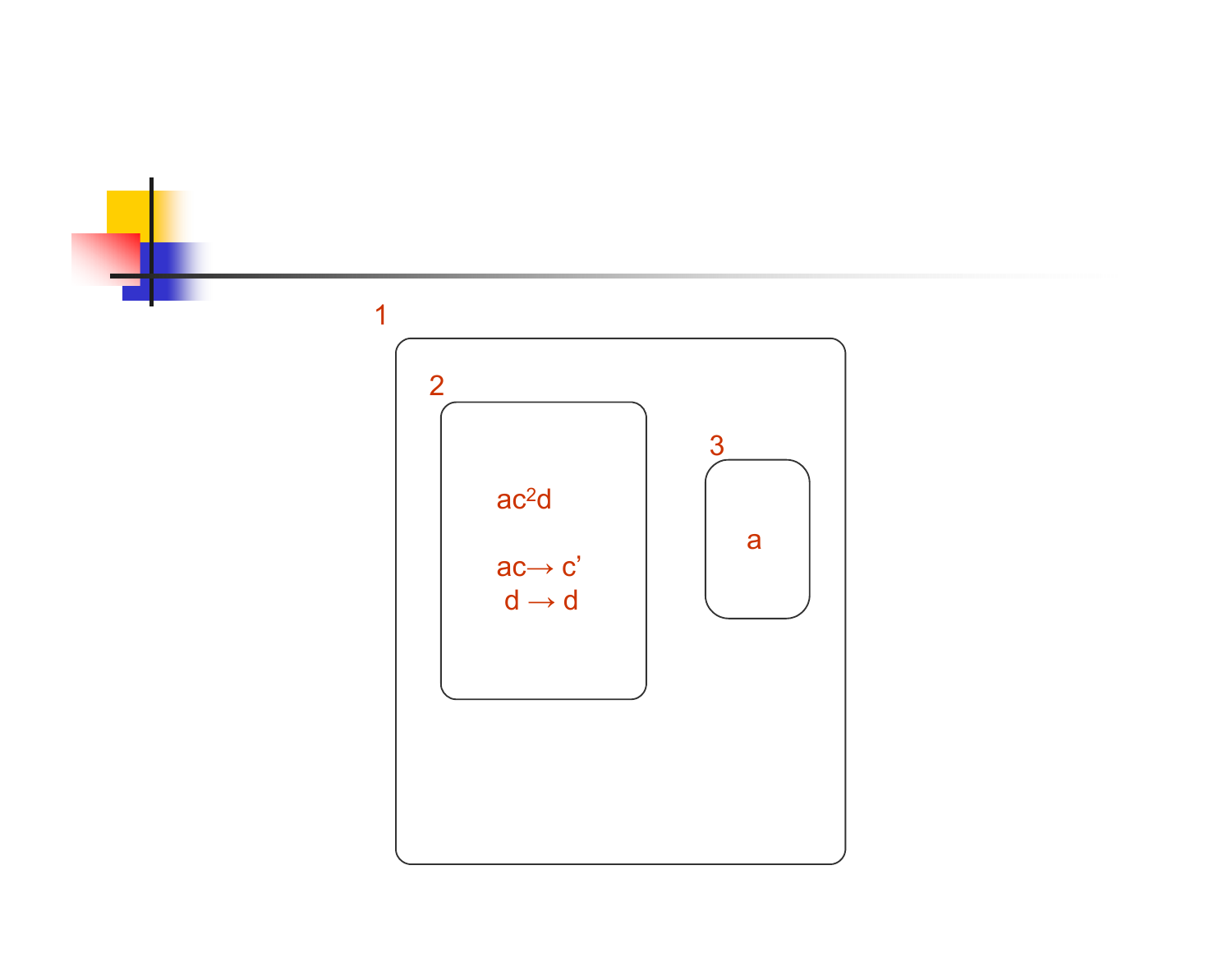1

2

$ac^2d$

$ac \rightarrow c'$

$d \rightarrow d$

3

a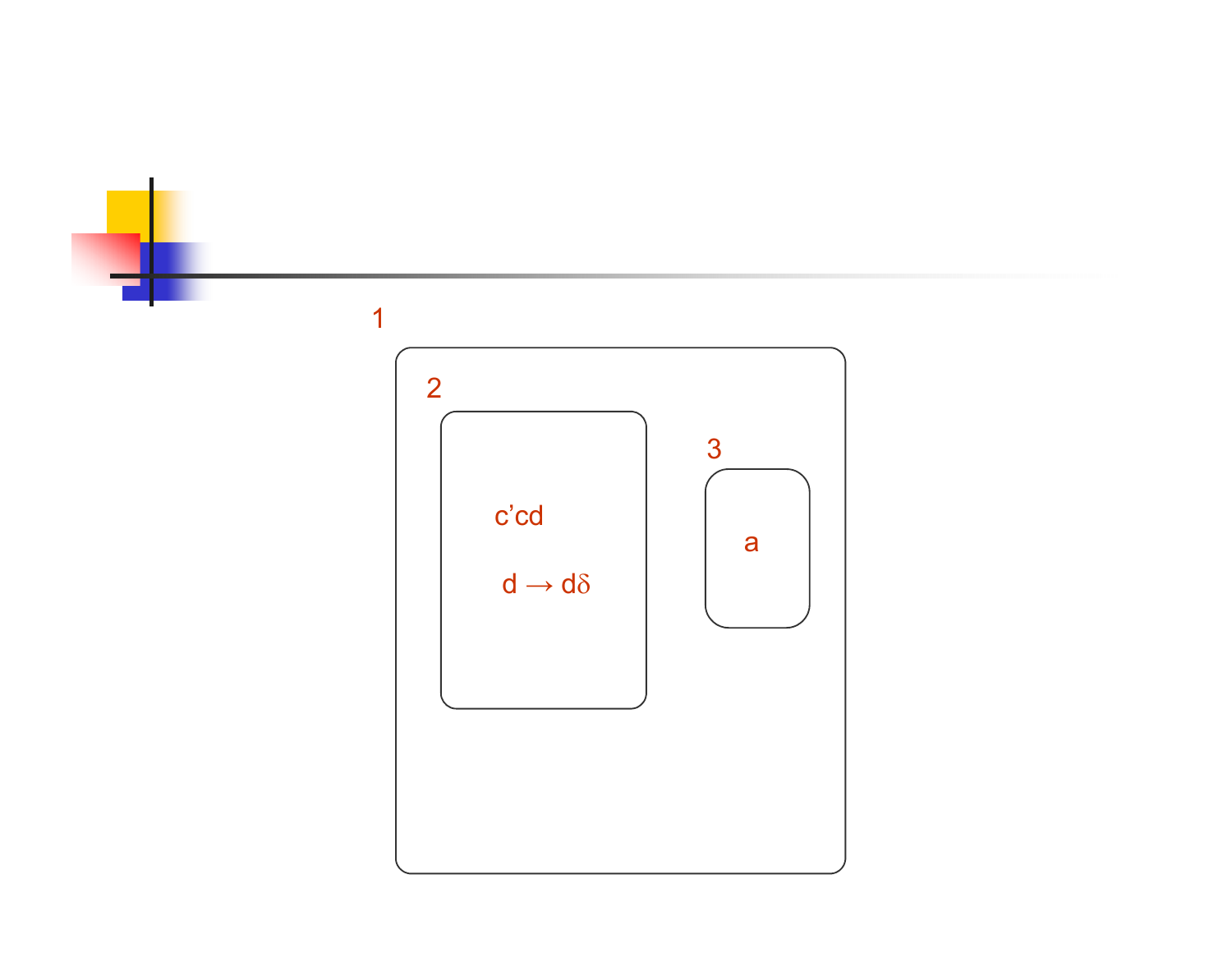1

2

c’cd

$d \rightarrow d\delta$

3

a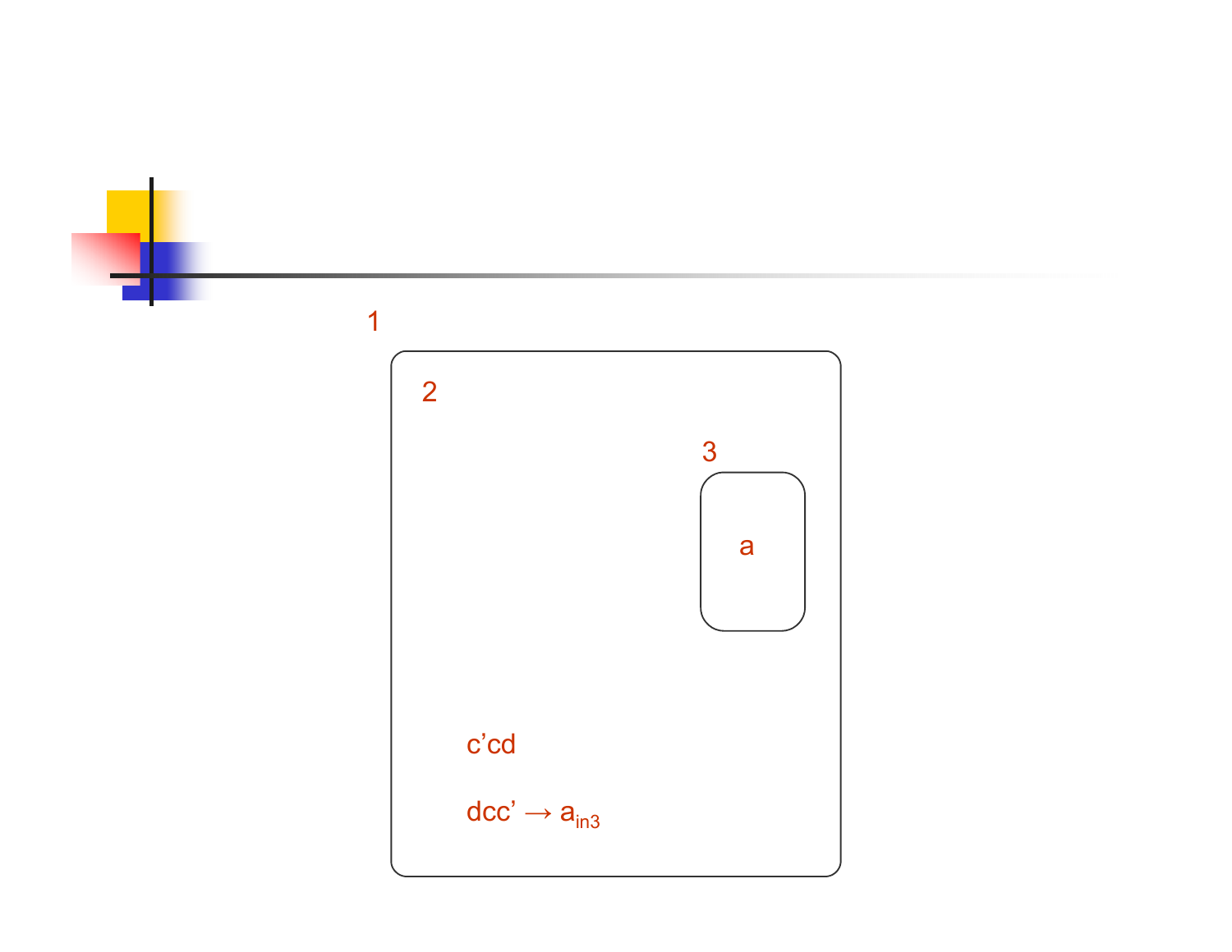1

2

3

a

c’cd

$dcc' \rightarrow a_{in3}$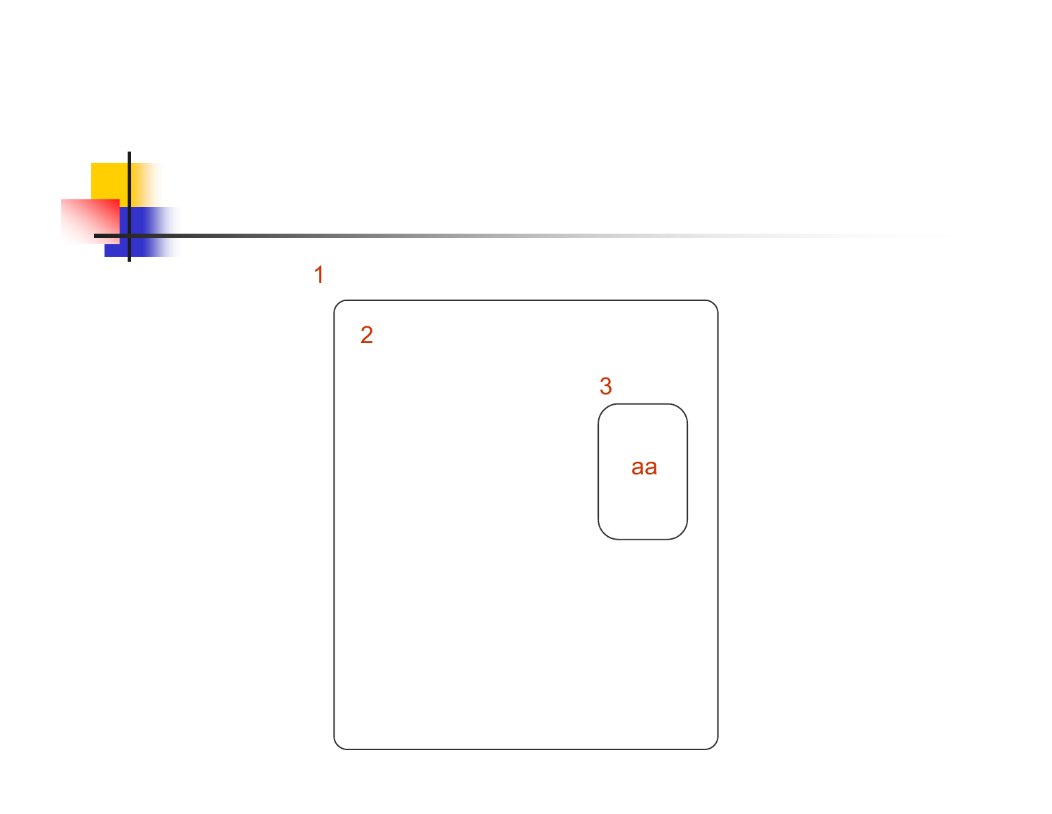1

2

3

aa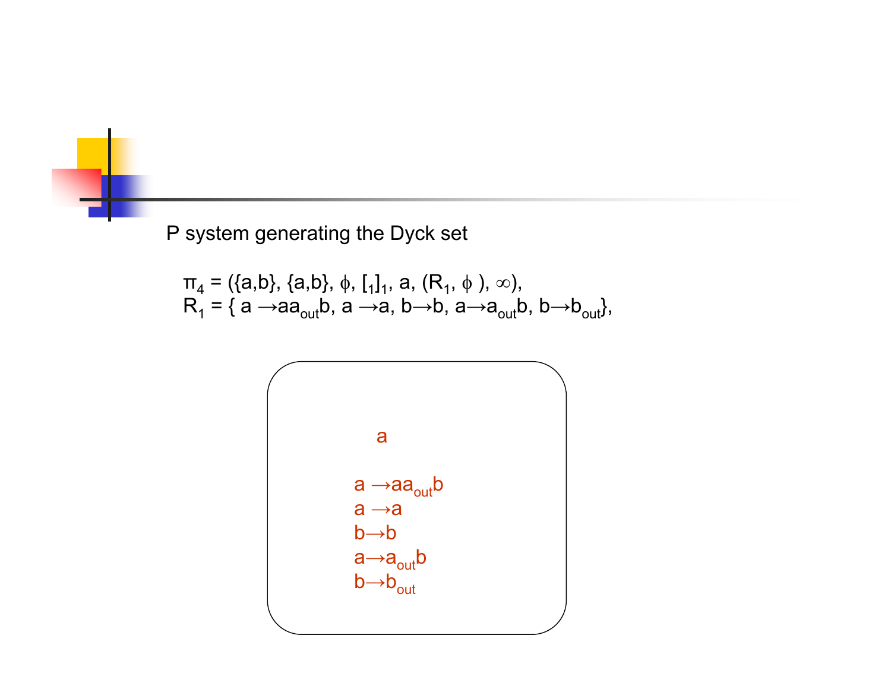P system generating the Dyck set

$\pi_4 = (\{a,b\}, \{a,b\}, \phi, [_1]_1, a, (R_1, \phi), \infty)$,
$R_1 = \{ a \rightarrow aa_{out}b, a \rightarrow a, b \rightarrow b, a \rightarrow a_{out}b, b \rightarrow b_{out}\}$,

a

$a \rightarrow aa_{out}b$
$a \rightarrow a$
$b \rightarrow b$
$a \rightarrow a_{out}b$
$b \rightarrow b_{out}$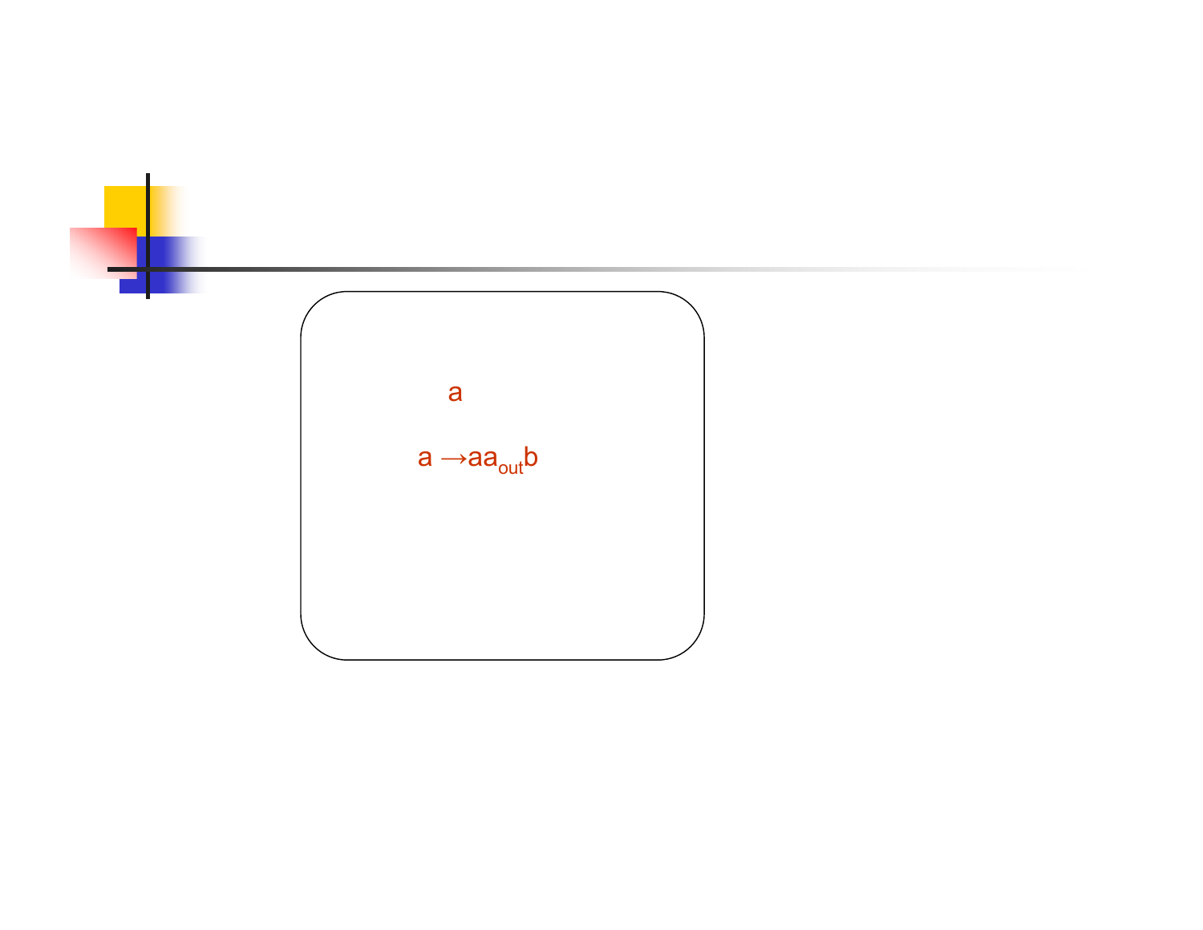a

$a \rightarrow a a_{out} b$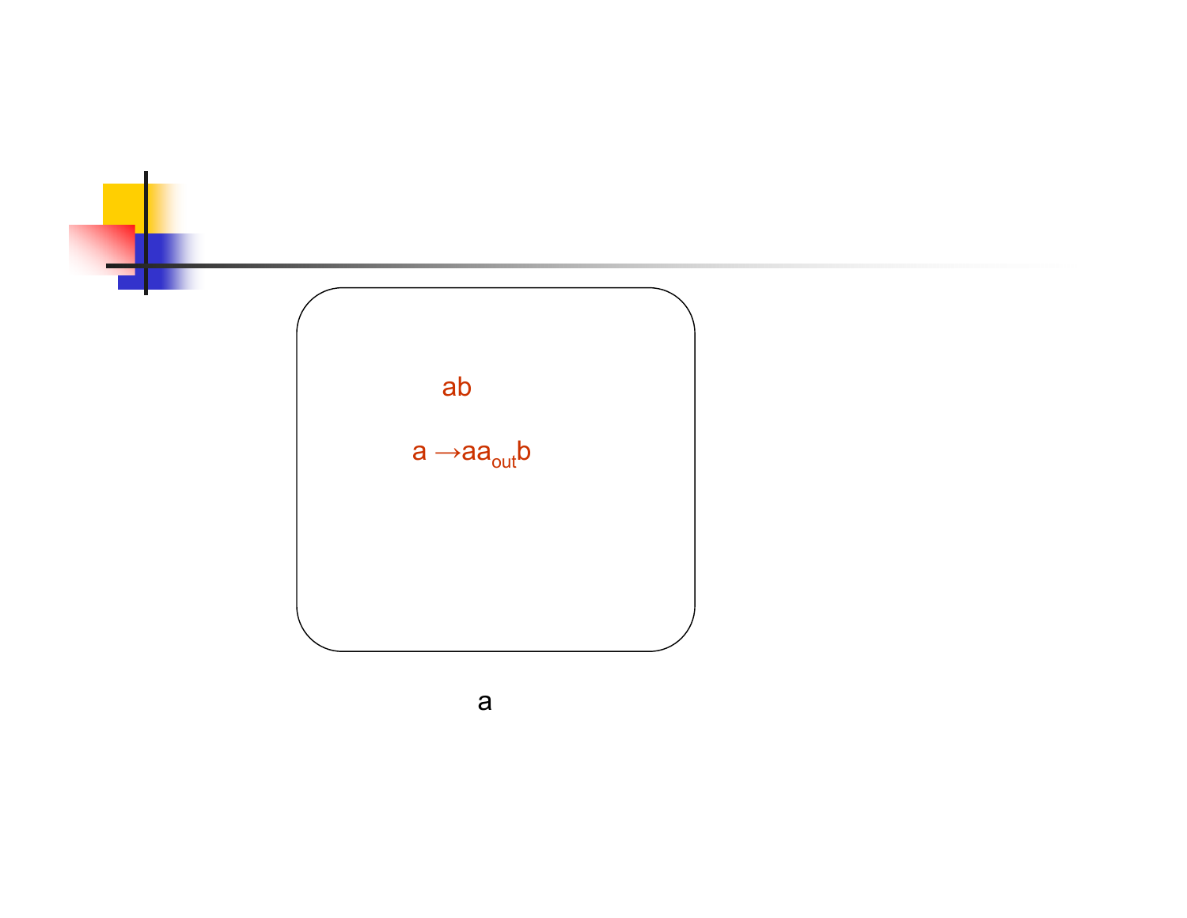ab

$a \rightarrow a a_{out} b$

a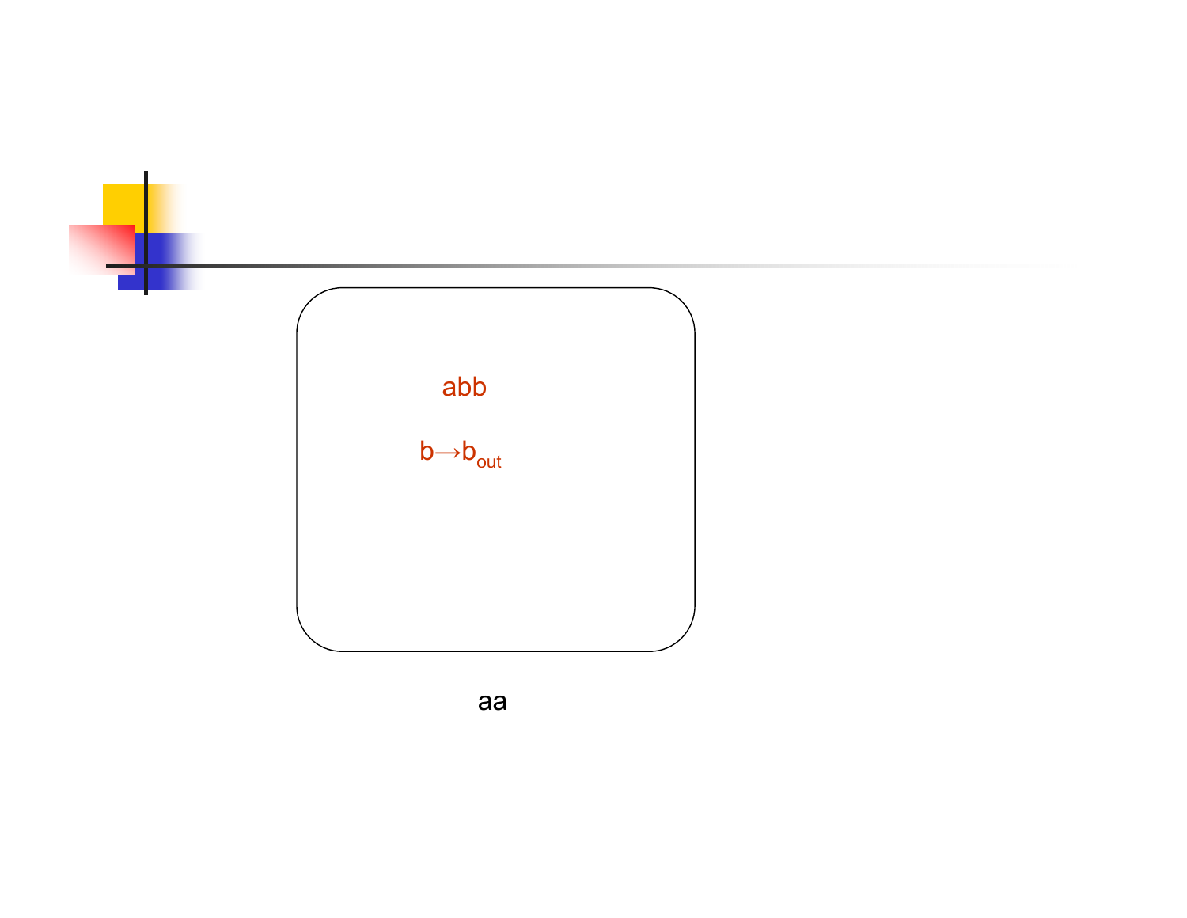abb

$b \rightarrow b_{out}$

aa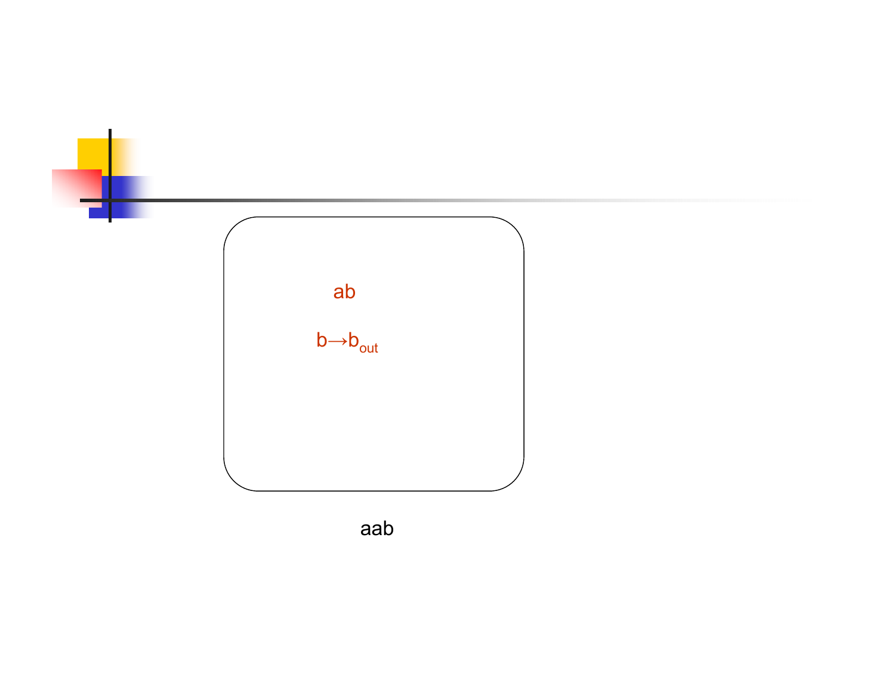ab

$b \rightarrow b_{out}$

aab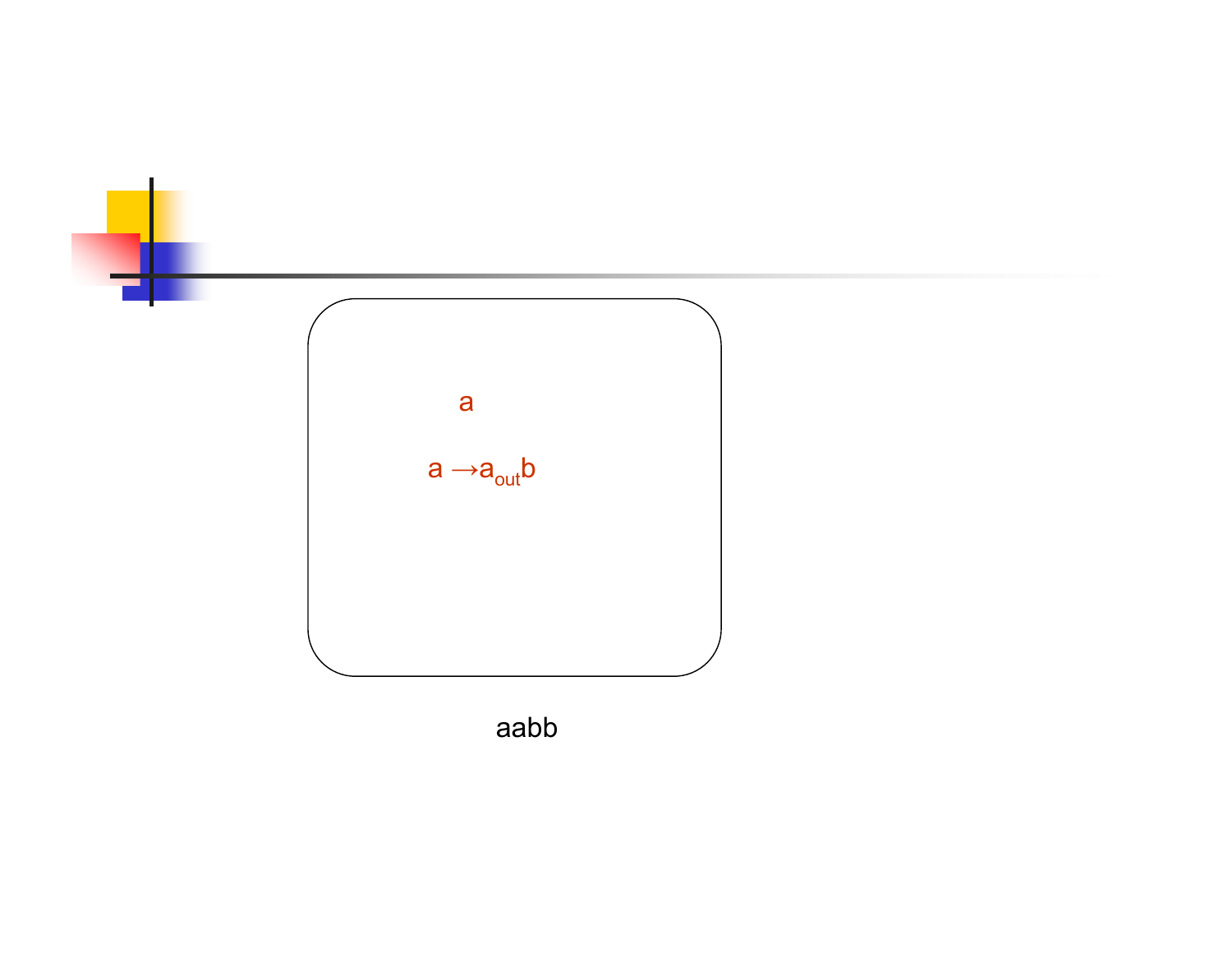a

$a \rightarrow a_{out} b$

aabb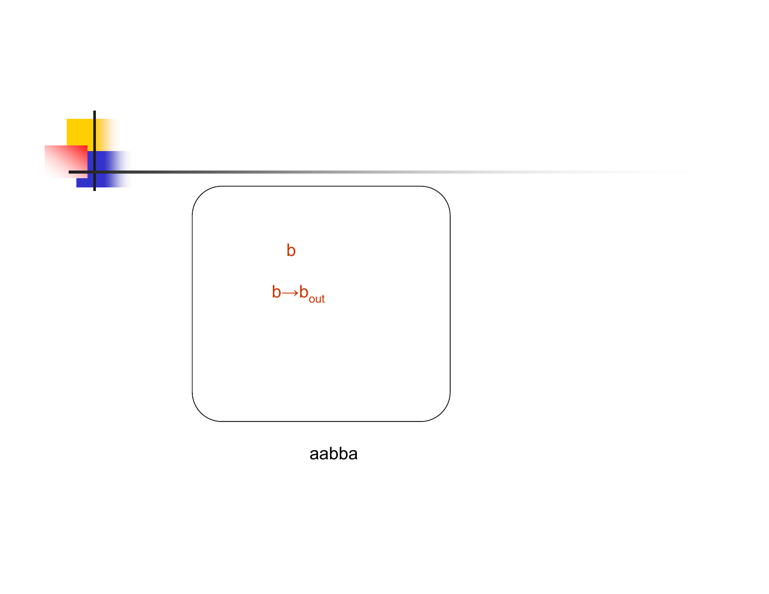b

$b \rightarrow b_{out}$

aabba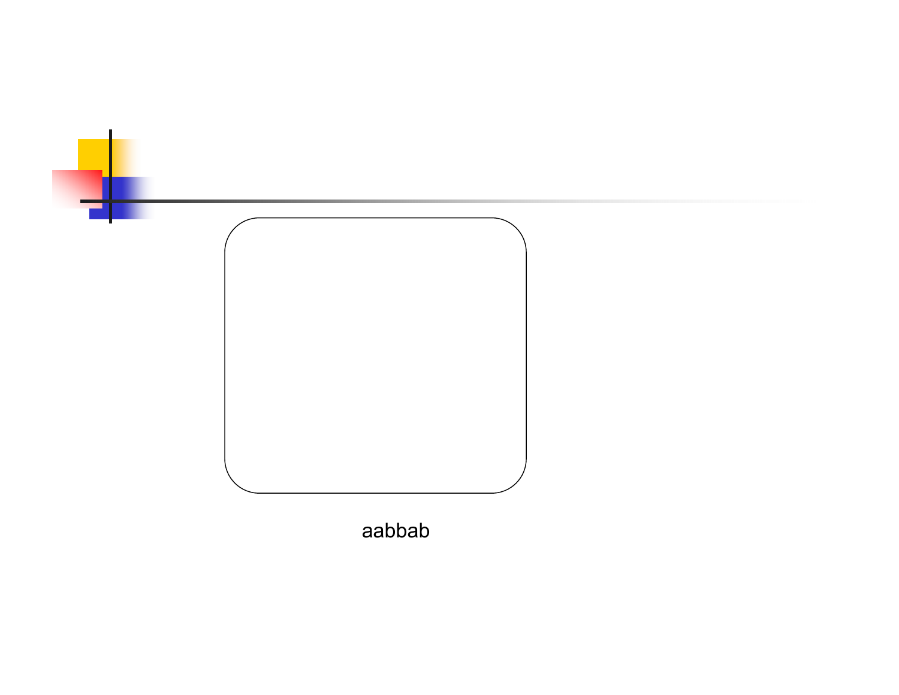aabbab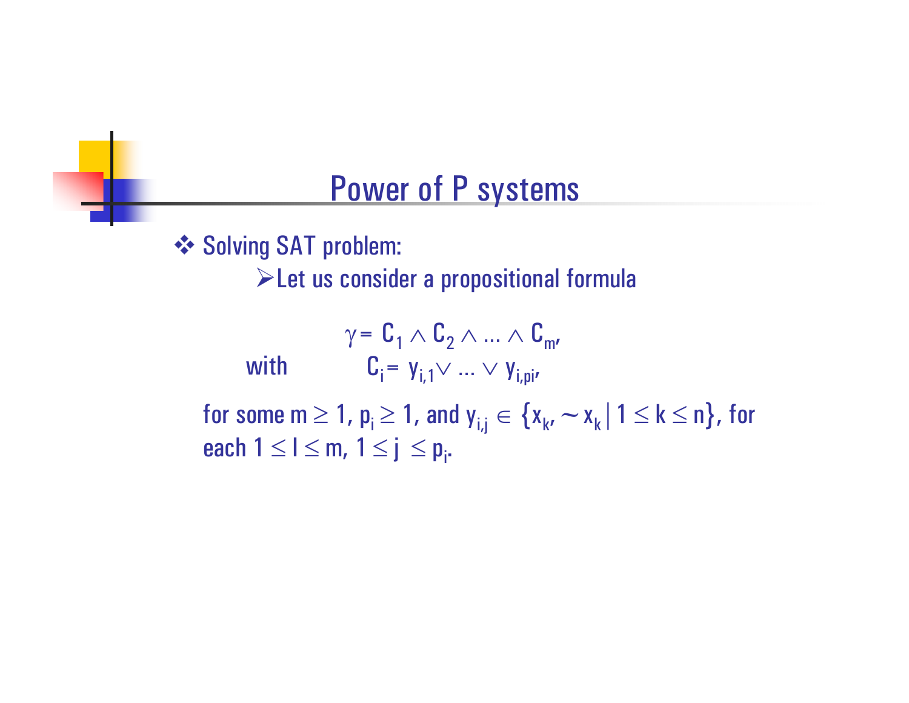# Power of P systems

- Solving SAT problem:
  - Let us consider a propositional formula

$$\gamma = C_1 \wedge C_2 \wedge \ldots \wedge C_m,$$

with $\quad C_i = y_{i,1} \vee \ldots \vee y_{i,pi},$

for some $m \geq 1$, $p_i \geq 1$, and $y_{i,j} \in \{x_k, \sim x_k \mid 1 \leq k \leq n\}$, for each $1 \leq l \leq m$, $1 \leq j \leq p_i$.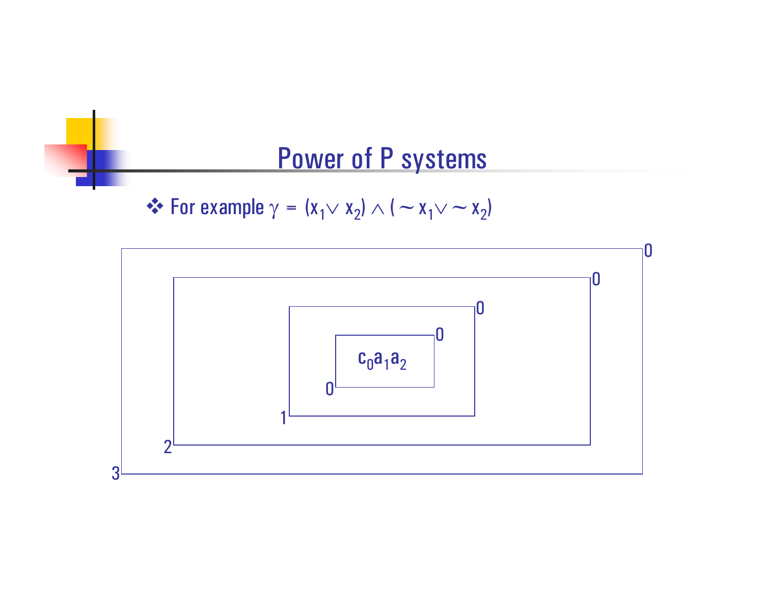# Power of P systems

- For example $\gamma = (x_1 \vee x_2) \wedge (\sim x_1 \vee \sim x_2)$

$c_0 a_1 a_2$

0 0 0 0 0 1 2 3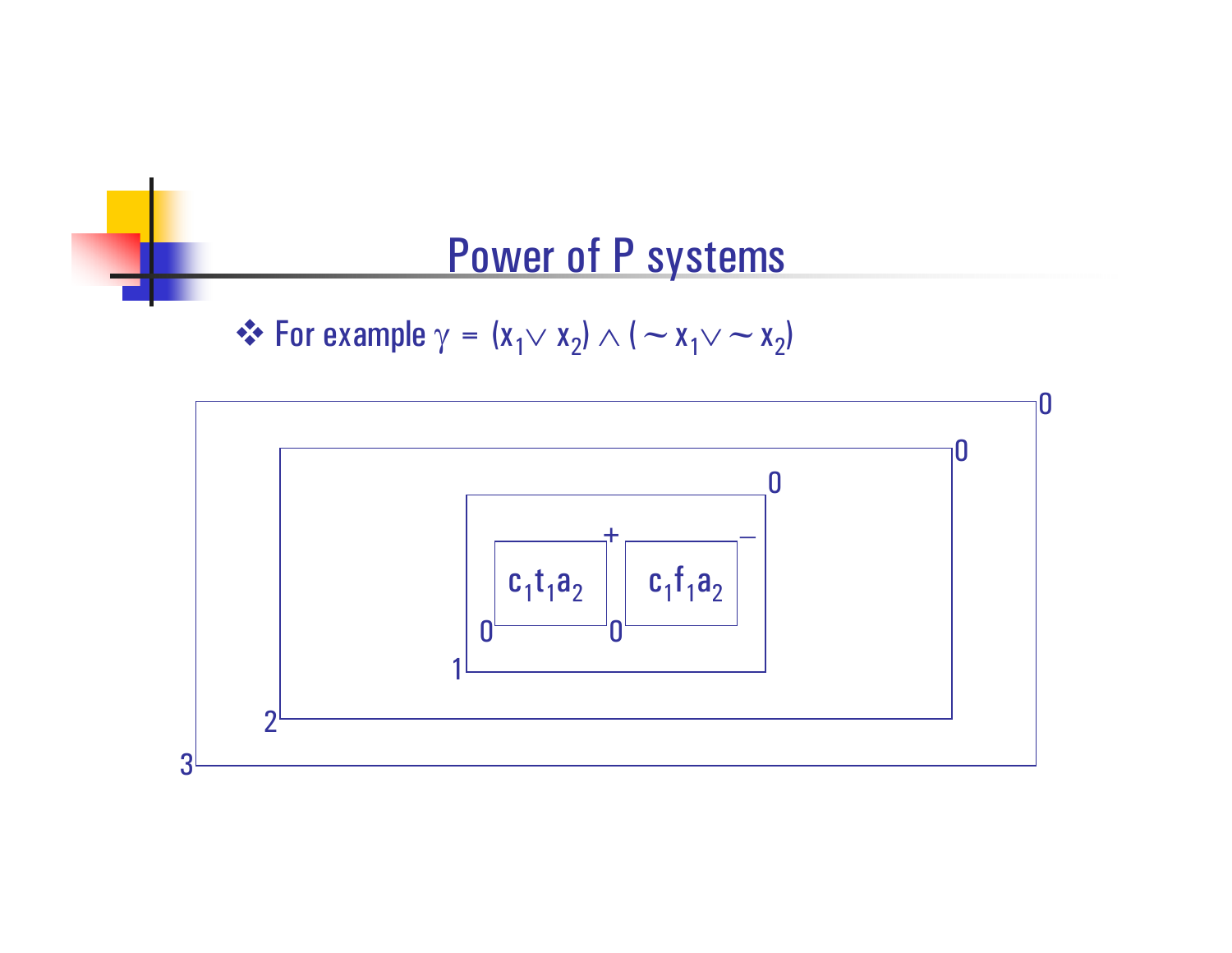# Power of P systems

- For example $\gamma = (x_1 \vee x_2) \wedge (\sim x_1 \vee \sim x_2)$

Membrane structure (nested):

- Membrane 3, charge 0
  - Membrane 2, charge 0
    - Membrane 1, charge 0
      - Membrane 0, charge +, containing $c_1 t_1 a_2$
      - Membrane 0, charge –, containing $c_1 f_1 a_2$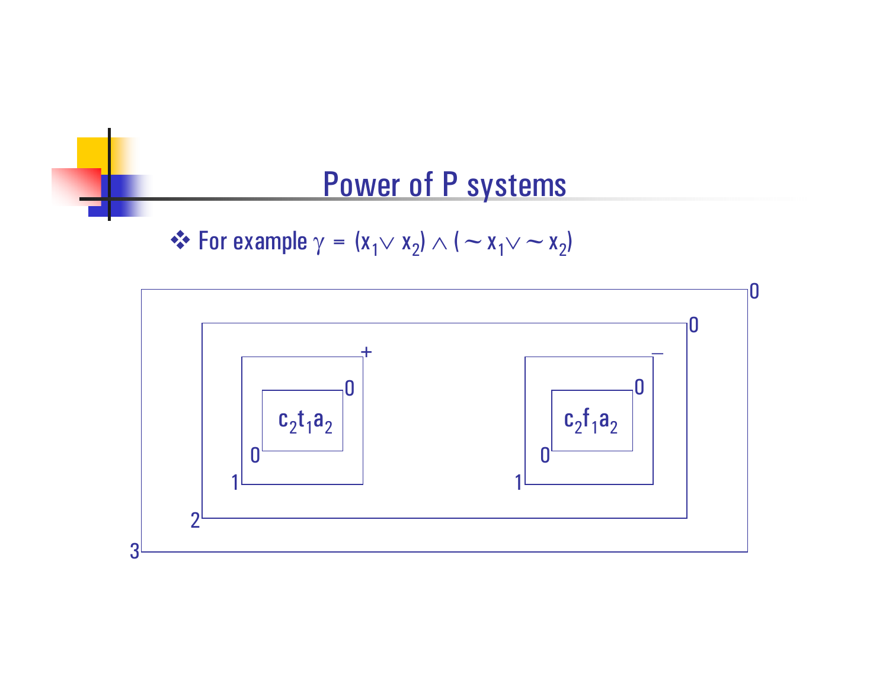# Power of P systems

- For example $\gamma = (x_1 \vee x_2) \wedge (\sim x_1 \vee \sim x_2)$

Membrane structure (outermost to innermost):

- Membrane 3, charge 0
  - Membrane 2, charge 0
    - Membrane 1, charge +
      - Membrane 0, charge 0: $c_2 t_1 a_2$
    - Membrane 1, charge –
      - Membrane 0, charge 0: $c_2 f_1 a_2$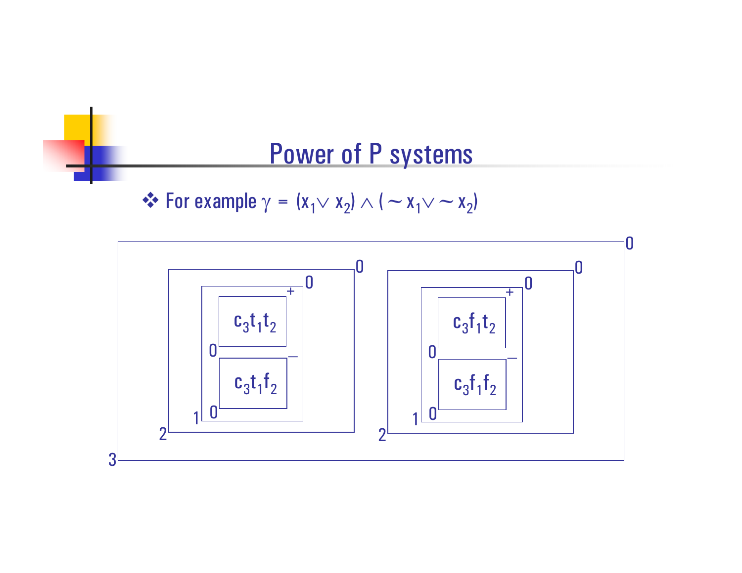# Power of P systems

- For example $\gamma = (x_1 \vee x_2) \wedge (\sim x_1 \vee \sim x_2)$

Membrane structure (nested; labels and charges shown):

- Membrane 3, charge 0
  - Membrane 2, charge 0
    - Membrane 1, charge 0
      - Membrane 0, charge +: $c_3 t_1 t_2$
      - Membrane 0, charge –: $c_3 t_1 f_2$
  - Membrane 2, charge 0
    - Membrane 1, charge 0
      - Membrane 0, charge +: $c_3 f_1 t_2$
      - Membrane 0, charge –: $c_3 f_1 f_2$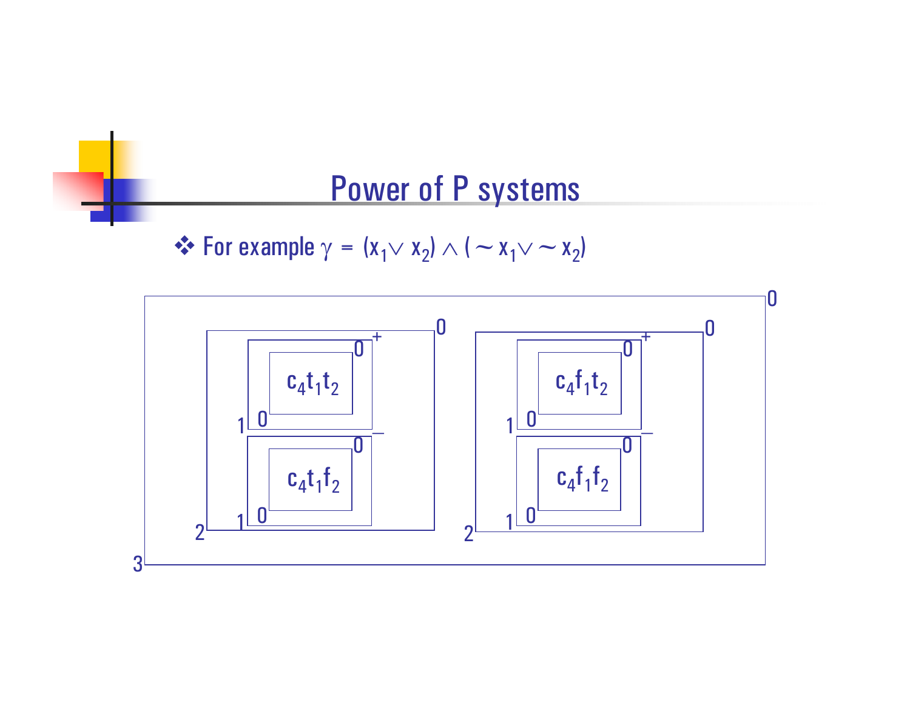# Power of P systems

- For example $\gamma = (x_1 \vee x_2) \wedge (\sim x_1 \vee \sim x_2)$

$$\Big[_3 \Big[_2 \big[_1 [_0 \, c_4 t_1 t_2 \,]_0 \big]_1^{0\,+} \; \big[_1 [_0 \, c_4 t_1 f_2 \,]_0 \big]_1^{0\,-} \Big]_2^{0} \; \Big[_2 \big[_1 [_0 \, c_4 f_1 t_2 \,]_0 \big]_1^{0\,+} \; \big[_1 [_0 \, c_4 f_1 f_2 \,]_0 \big]_1^{0\,-} \Big]_2^{0} \Big]_3^{0}$$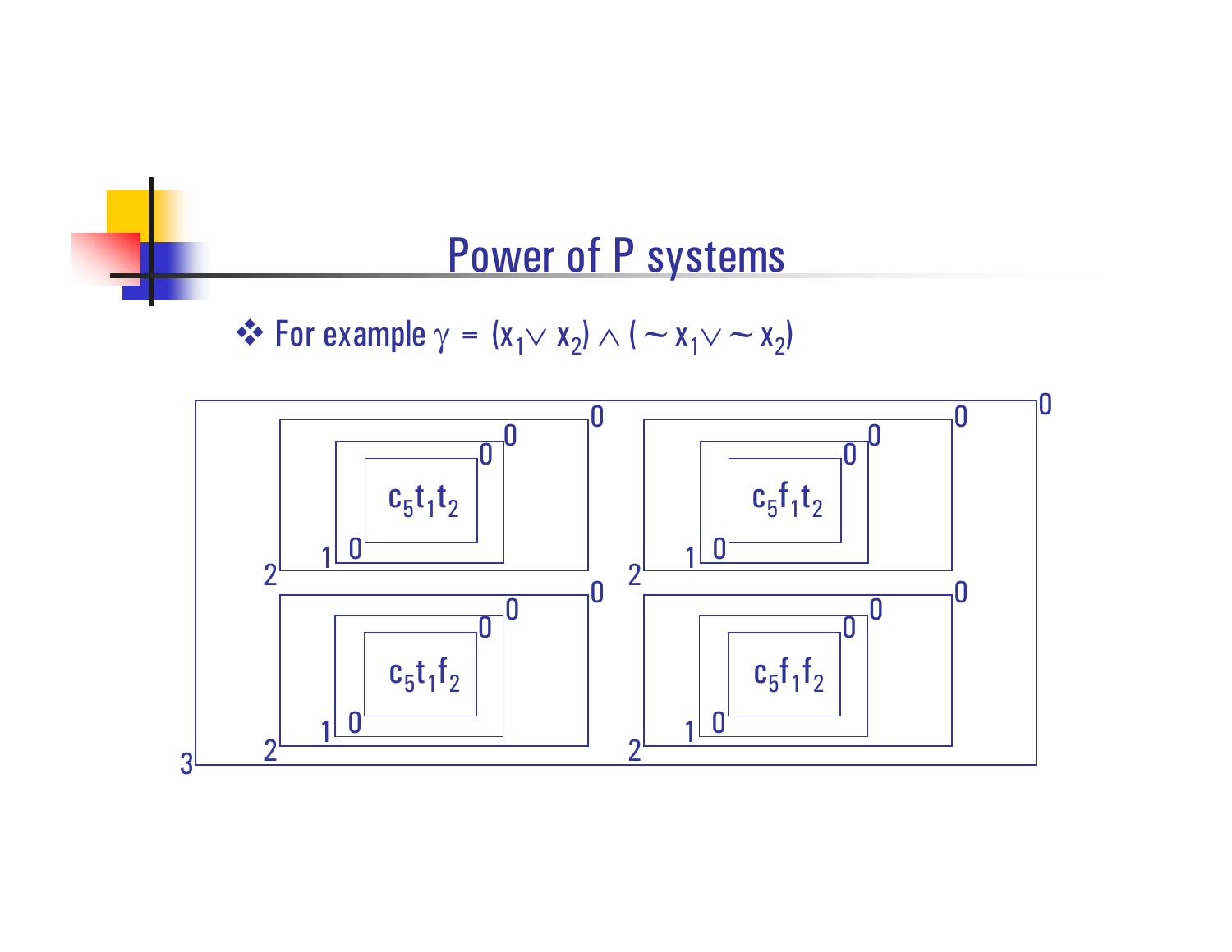# Power of P systems

- For example $\gamma = (x_1 \vee x_2) \wedge (\sim x_1 \vee \sim x_2)$

$c_5 t_1 t_2$

$c_5 f_1 t_2$

$c_5 t_1 f_2$

$c_5 f_1 f_2$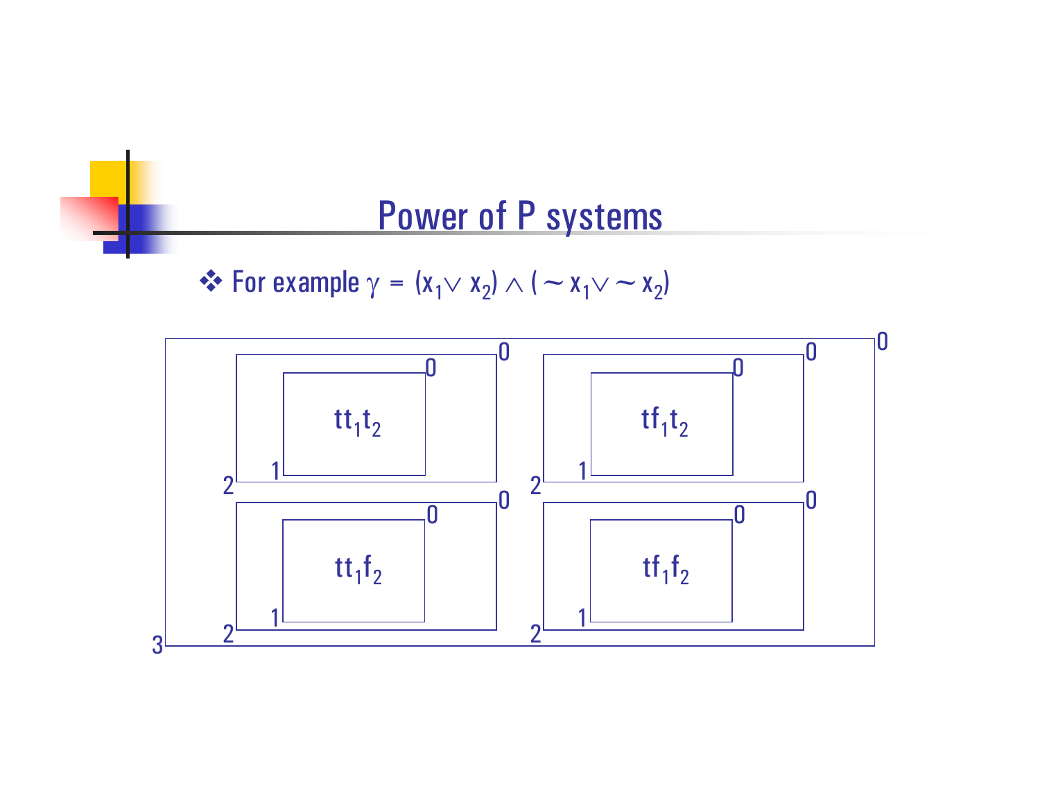# Power of P systems

- For example $\gamma = (x_1 \vee x_2) \wedge (\sim x_1 \vee \sim x_2)$

$tt_1t_2$

$tf_1t_2$

$tt_1f_2$

$tf_1f_2$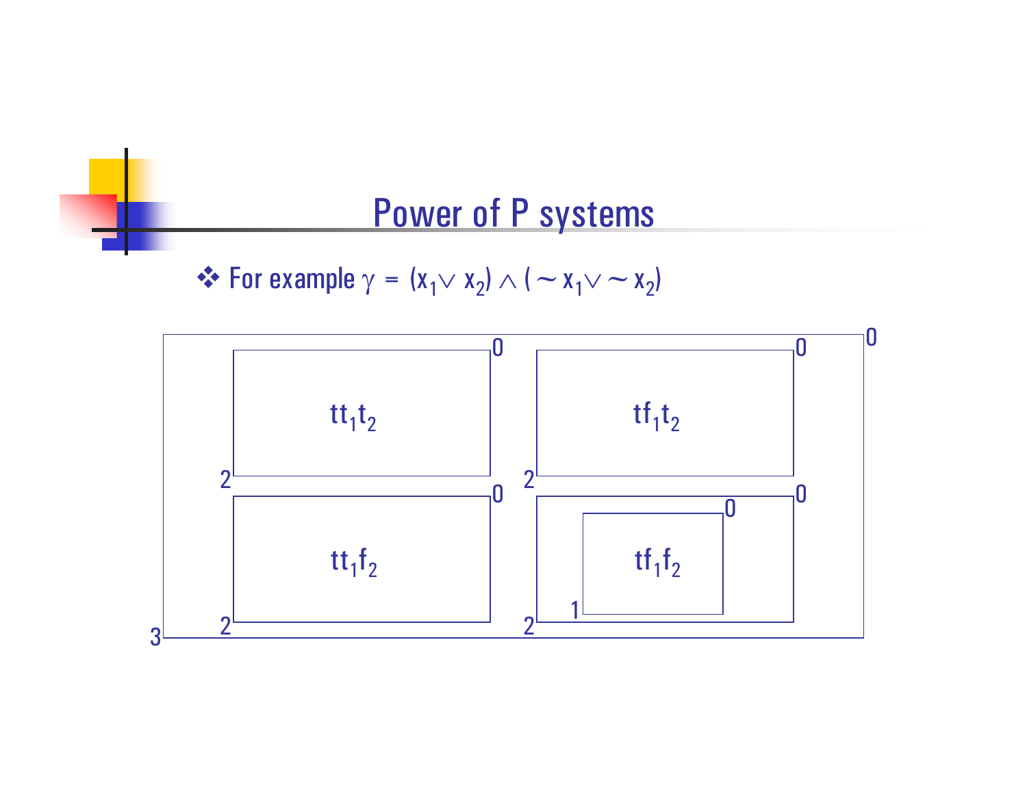# Power of P systems

- For example $\gamma = (x_1 \vee x_2) \wedge (\sim x_1 \vee \sim x_2)$

$tt_1t_2$

$tf_1t_2$

$tt_1f_2$

$tf_1f_2$

0 0 0 2 2 0 0 0 2 2 1 3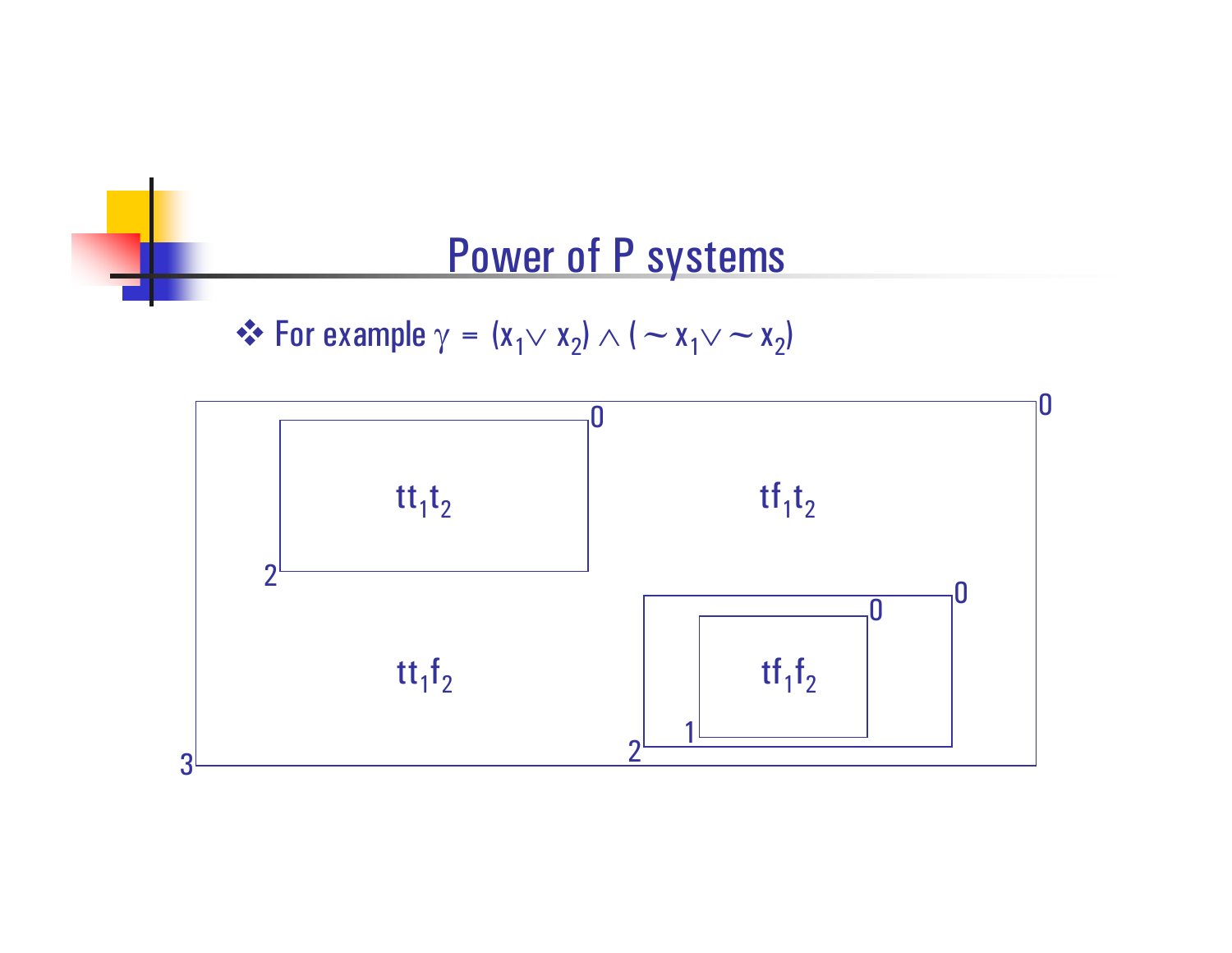# Power of P systems

- For example $\gamma = (x_1 \vee x_2) \wedge (\sim x_1 \vee \sim x_2)$

Outer membrane (label 3, charge 0) contains:

- Membrane (label 2, charge 0) containing $tt_1t_2$
- $tf_1t_2$
- $tt_1f_2$
- Membrane (label 2, charge 0) containing membrane (label 1, charge 0) containing $tf_1f_2$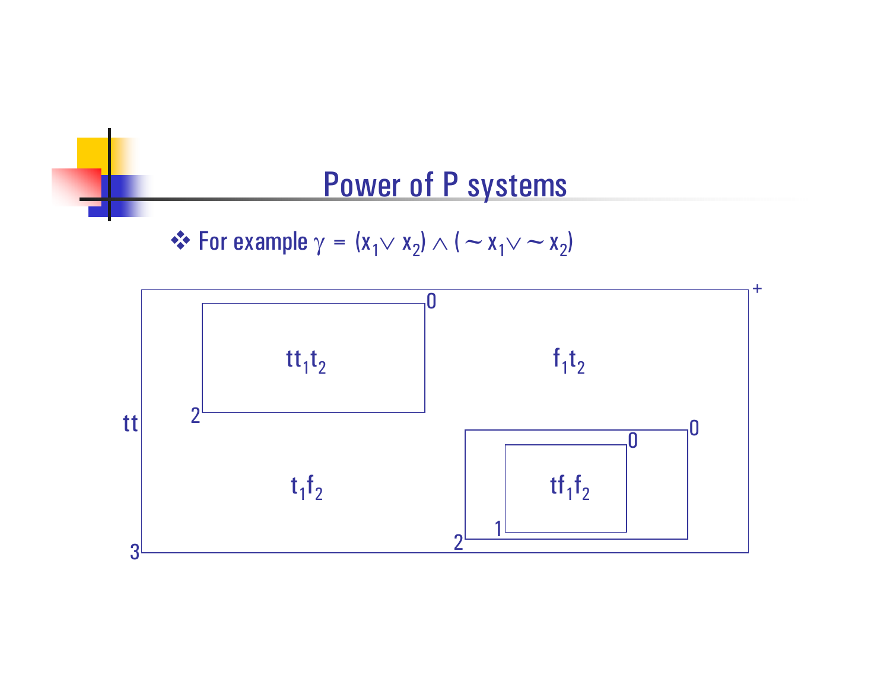# Power of P systems

- For example $\gamma = (x_1 \vee x_2) \wedge (\sim x_1 \vee \sim x_2)$

Membrane diagram (no images detected; labels transcribed):

- Outer membrane: label 3, charge +, contents $tt$
  - Membrane 2, charge 0: $tt_1t_2$
  - Region contents: $f_1t_2$
  - Region contents: $t_1f_2$
  - Membrane 2, charge 0:
    - Membrane 1, charge 0: $tf_1f_2$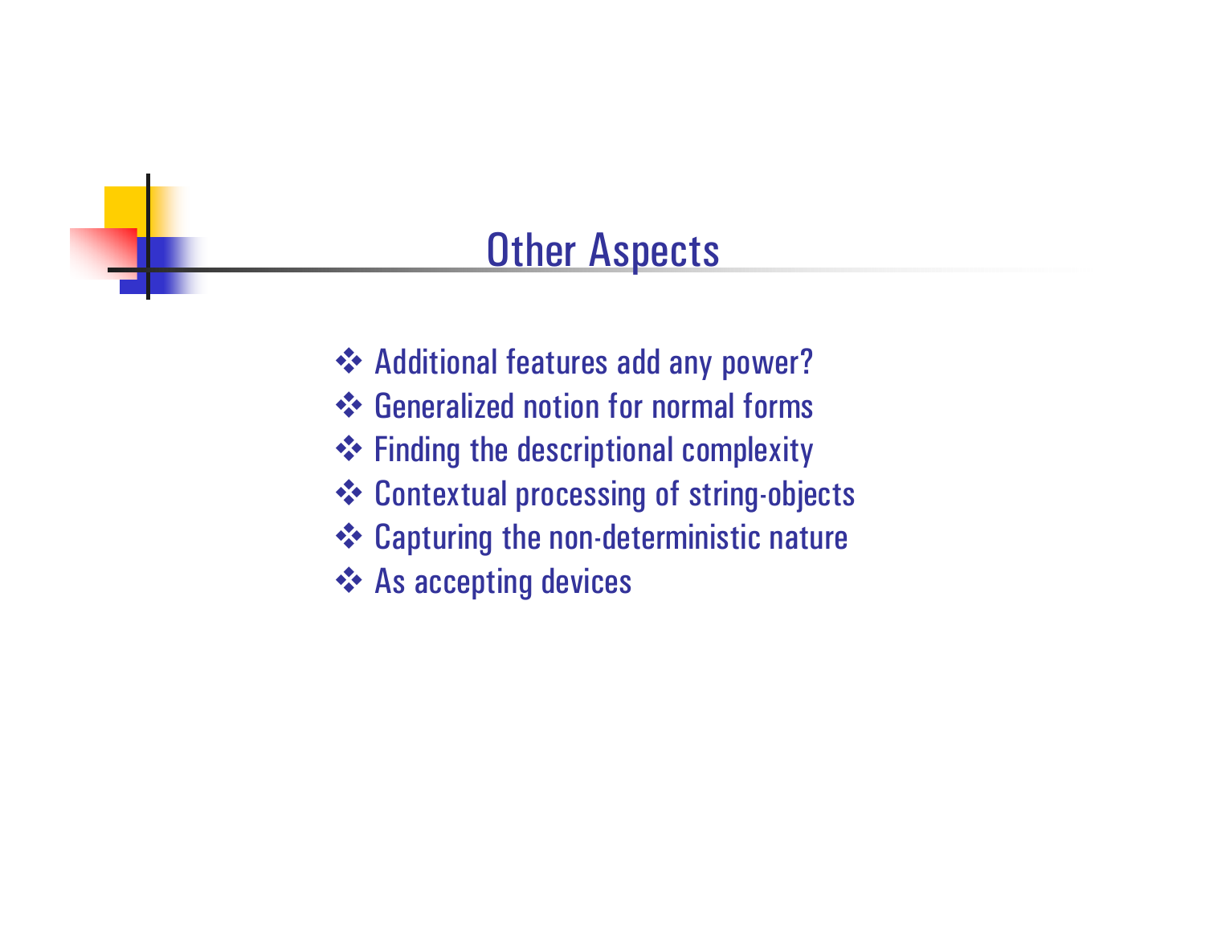# Other Aspects

- Additional features add any power?
- Generalized notion for normal forms
- Finding the descriptional complexity
- Contextual processing of string-objects
- Capturing the non-deterministic nature
- As accepting devices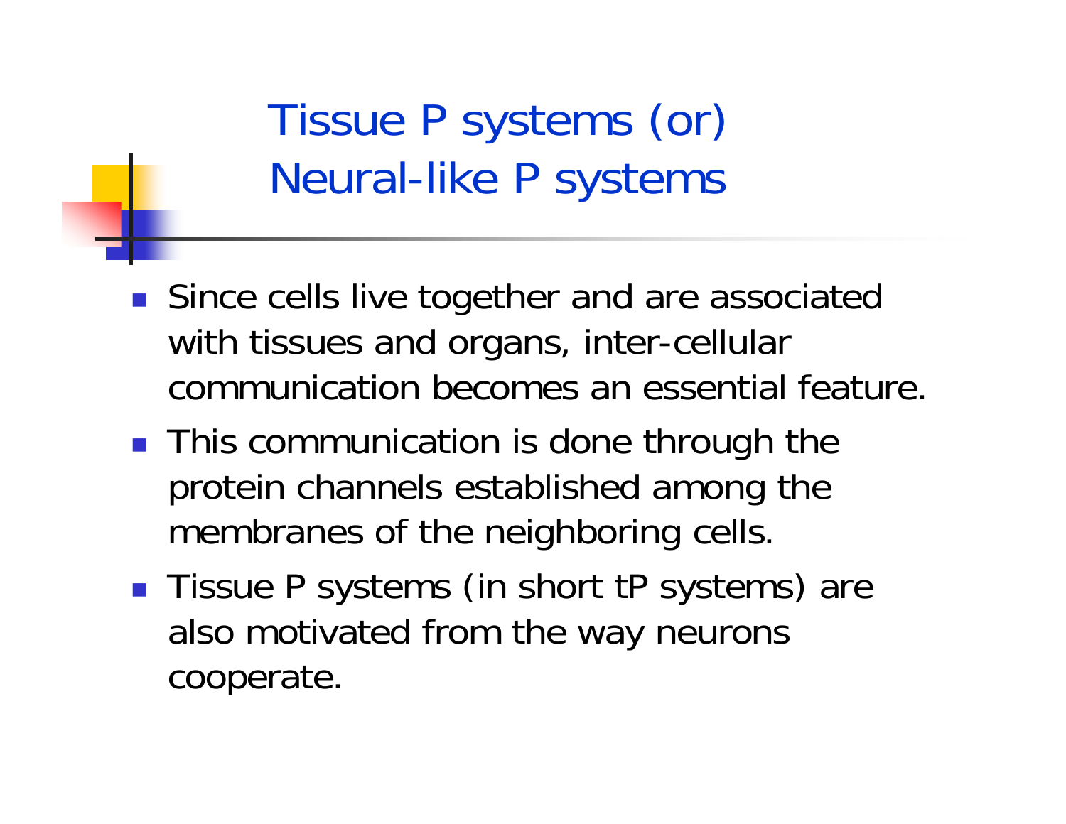# Tissue P systems (or) Neural-like P systems

- Since cells live together and are associated with tissues and organs, inter-cellular communication becomes an essential feature.
- This communication is done through the protein channels established among the membranes of the neighboring cells.
- Tissue P systems (in short tP systems) are also motivated from the way neurons cooperate.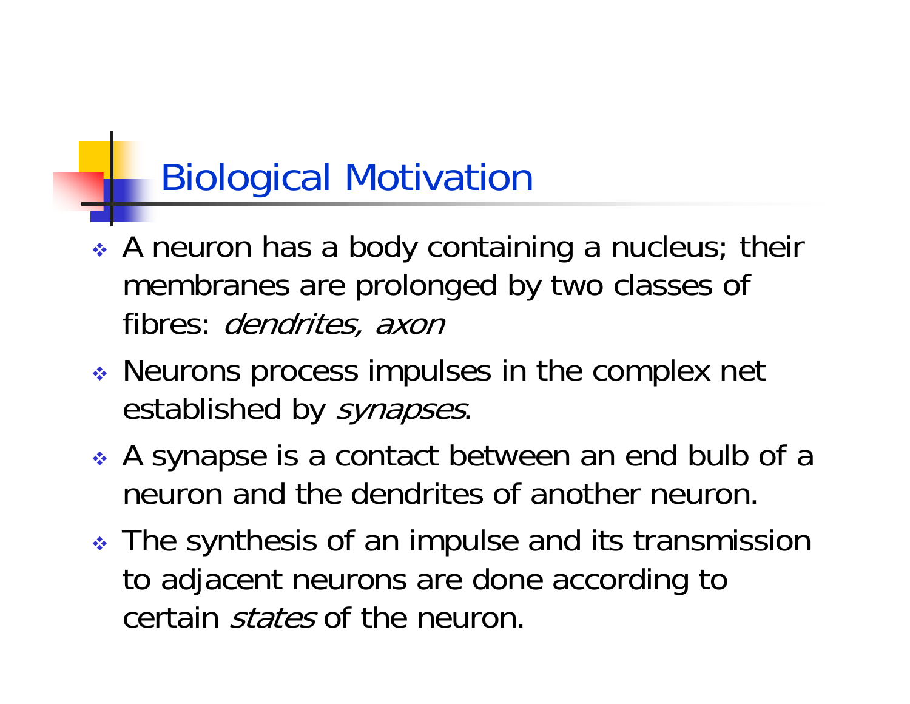# Biological Motivation

- A neuron has a body containing a nucleus; their membranes are prolonged by two classes of fibres: *dendrites, axon*
- Neurons process impulses in the complex net established by *synapses*.
- A synapse is a contact between an end bulb of a neuron and the dendrites of another neuron.
- The synthesis of an impulse and its transmission to adjacent neurons are done according to certain *states* of the neuron.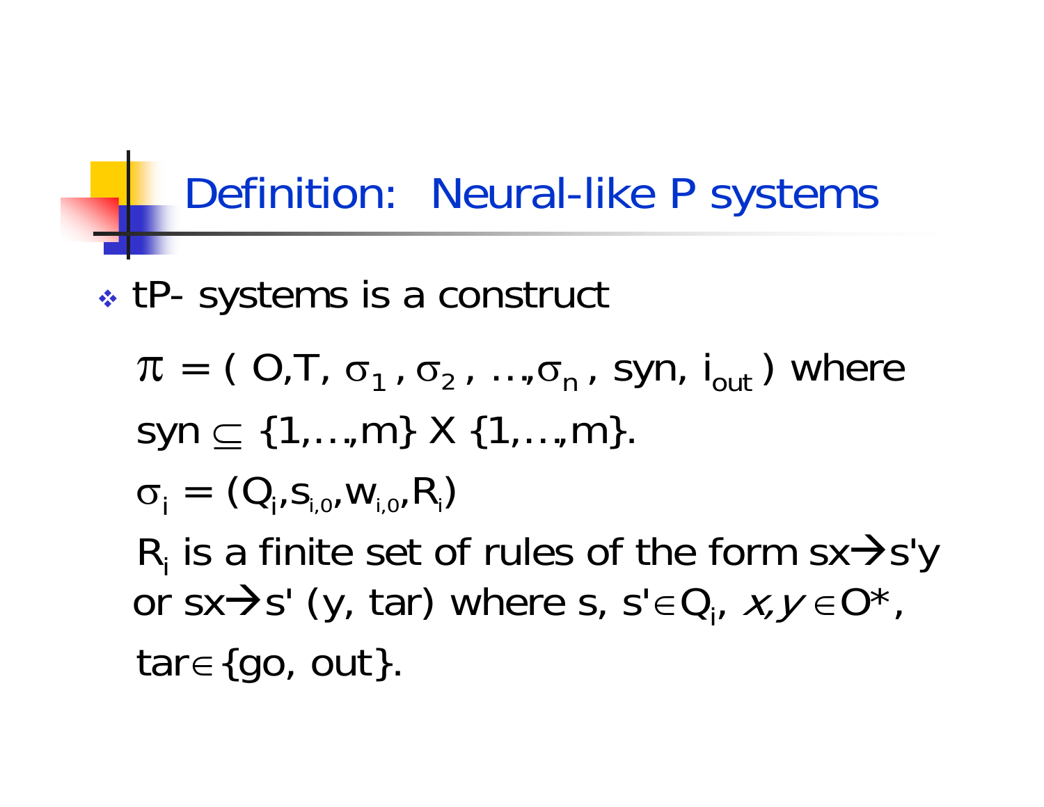# Definition: Neural-like P systems

- tP- systems is a construct

  $\pi = ( O, T, \sigma_1 , \sigma_2 , \ldots, \sigma_n , syn, i_{out} )$ where

  $syn \subseteq \{1,\ldots,m\} X \{1,\ldots,m\}$.

  $\sigma_i = (Q_i, s_{i,0}, w_{i,0}, R_i)$

  $R_i$ is a finite set of rules of the form $sx \rightarrow s'y$ or $sx \rightarrow s' (y, tar)$ where $s, s' \in Q_i$, $x, y \in O^*$,

  $tar \in \{go, out\}$.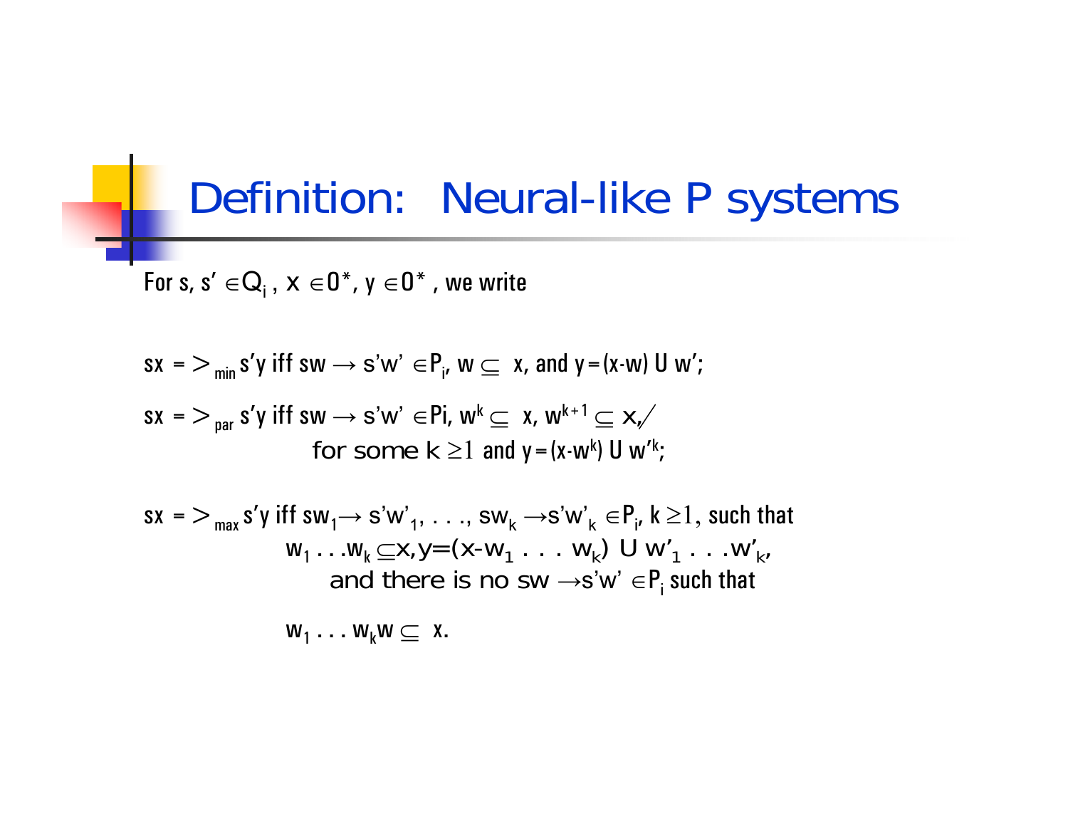# Definition: Neural-like P systems

For $s, s' \in Q_i$, $x \in O^*$, $y \in O^*$, we write

$sx \Rightarrow_{min} s'y$ iff $sw \rightarrow s'w' \in P_i$, $w \subseteq x$, and $y = (x\text{-}w) \cup w'$;

$sx \Rightarrow_{par} s'y$ iff $sw \rightarrow s'w' \in P_i$, $w^k \subseteq x$, $w^{k+1} \not\subseteq x$,
for some $k \geq 1$ and $y = (x\text{-}w^k) \cup w'^k$;

$sx \Rightarrow_{max} s'y$ iff $sw_1 \rightarrow s'w'_1, \ldots, sw_k \rightarrow s'w'_k \in P_i$, $k \geq 1$, such that
$w_1 \ldots w_k \subseteq x, y=(x\text{-}w_1 \ldots w_k) \cup w'_1 \ldots w'_k$,
and there is no $sw \rightarrow s'w' \in P_i$ such that

$w_1 \ldots w_k w \subseteq x$.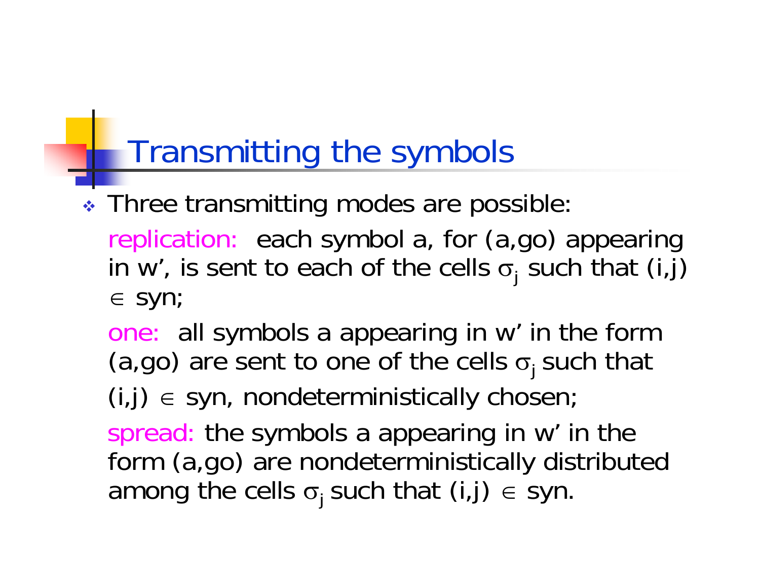# Transmitting the symbols

- Three transmitting modes are possible:

  replication: each symbol a, for (a,go) appearing in w', is sent to each of the cells $\sigma_j$ such that $(i,j) \in syn$;

  one: all symbols a appearing in w' in the form (a,go) are sent to one of the cells $\sigma_j$ such that $(i,j) \in syn$, nondeterministically chosen;

  spread: the symbols a appearing in w' in the form (a,go) are nondeterministically distributed among the cells $\sigma_j$ such that $(i,j) \in syn$.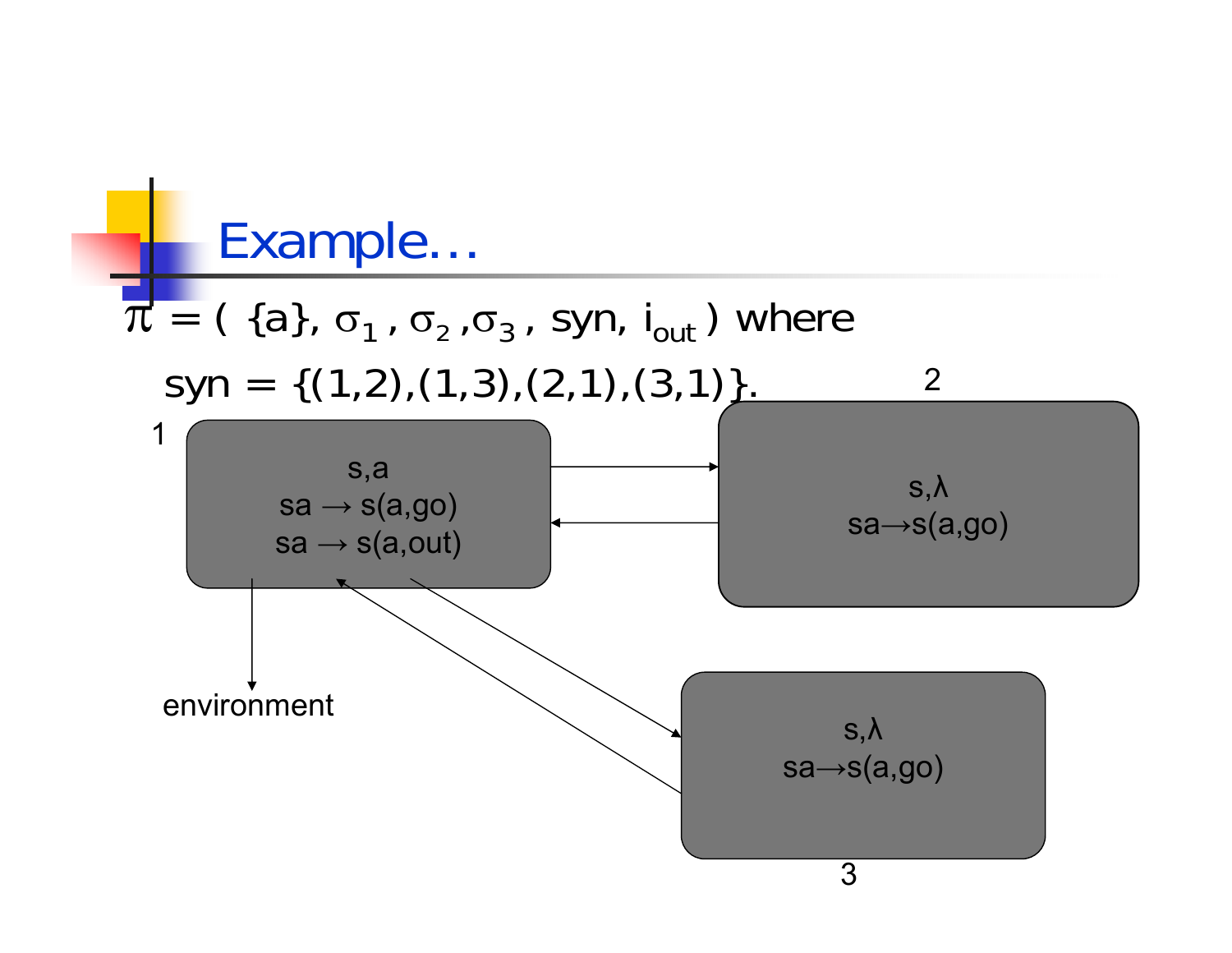# Example…

$\pi = ( \{a\}, \sigma_1, \sigma_2, \sigma_3, syn, i_{out} )$ where

$syn = \{(1,2),(1,3),(2,1),(3,1)\}$.

1

s,a

sa → s(a,go)

sa → s(a,out)

2

s,λ

sa→s(a,go)

3

s,λ

sa→s(a,go)

environment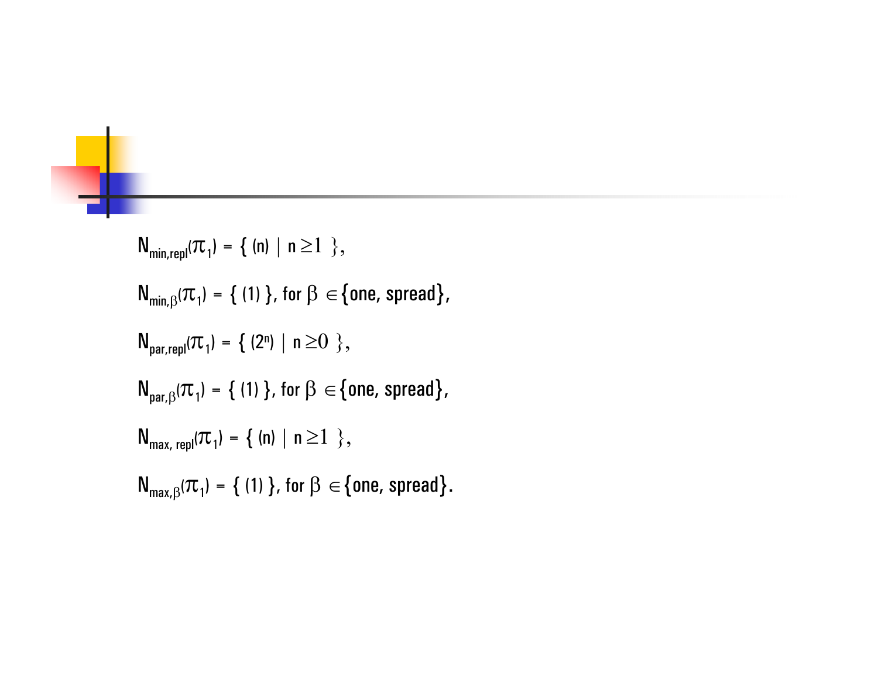$$N_{min,repl}(\pi_1) = \{ (n) \mid n \geq 1 \},$$

$$N_{min,\beta}(\pi_1) = \{ (1) \}, \text{ for } \beta \in \{\text{one, spread}\},$$

$$N_{par,repl}(\pi_1) = \{ (2^n) \mid n \geq 0 \},$$

$$N_{par,\beta}(\pi_1) = \{ (1) \}, \text{ for } \beta \in \{\text{one, spread}\},$$

$$N_{max,\ repl}(\pi_1) = \{ (n) \mid n \geq 1 \},$$

$$N_{max,\beta}(\pi_1) = \{ (1) \}, \text{ for } \beta \in \{\text{one, spread}\}.$$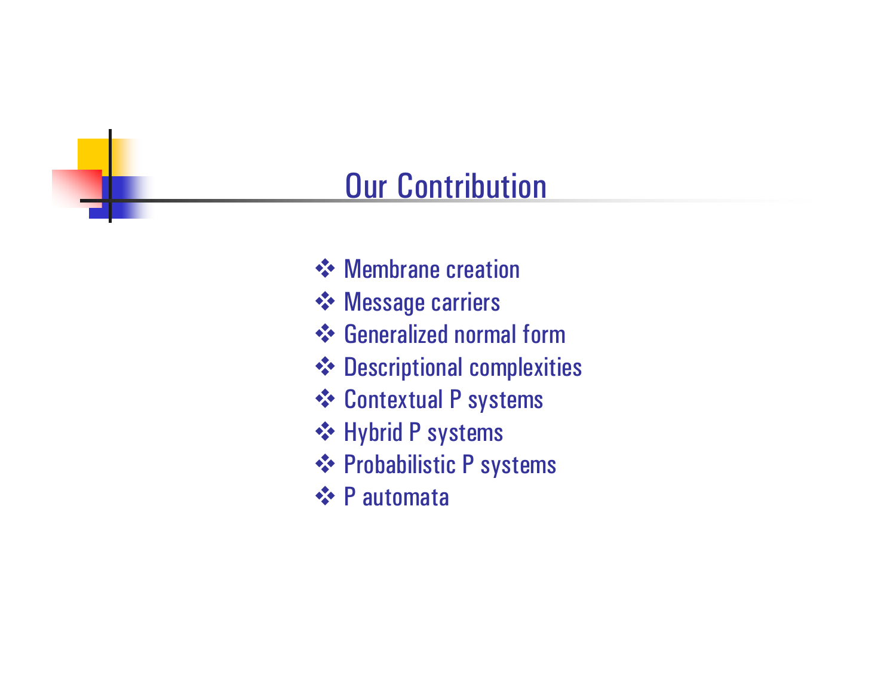# Our Contribution

- Membrane creation
- Message carriers
- Generalized normal form
- Descriptional complexities
- Contextual P systems
- Hybrid P systems
- Probabilistic P systems
- P automata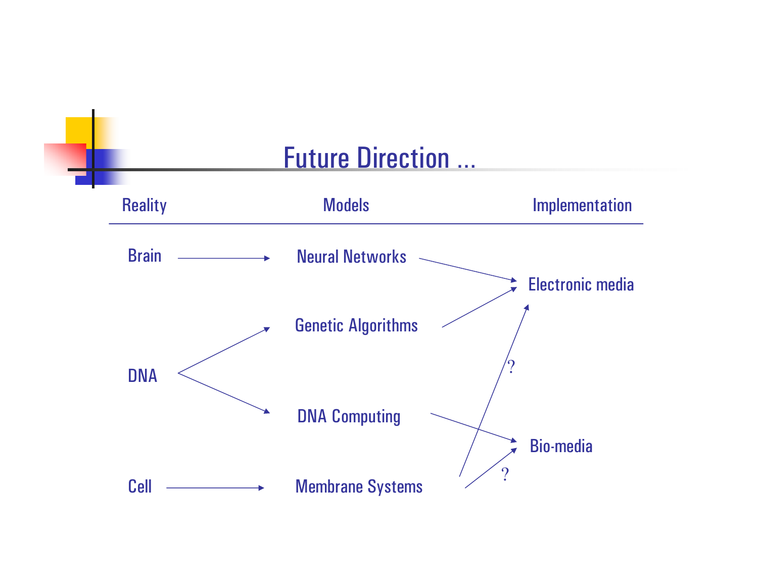# Future Direction ...

| Reality | Models | Implementation |
|---|---|---|
| Brain → | Neural Networks → | Electronic media |
| DNA → | Genetic Algorithms → | Electronic media |
| DNA → | DNA Computing → | Bio-media |
| Cell → | Membrane Systems → ? | Electronic media |
| | Membrane Systems → ? | Bio-media |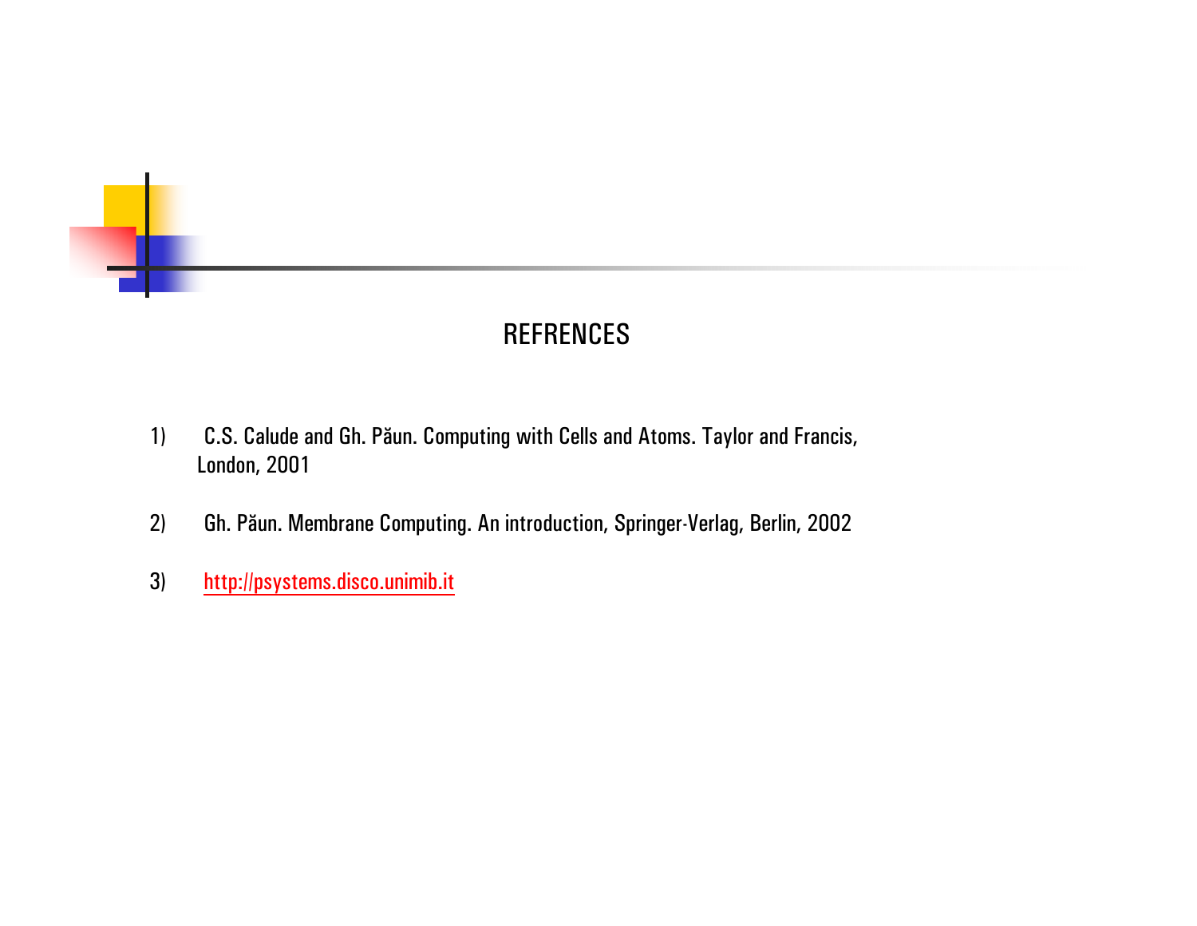# REFRENCES

1) C.S. Calude and Gh. Păun. Computing with Cells and Atoms. Taylor and Francis, London, 2001

2) Gh. Păun. Membrane Computing. An introduction, Springer-Verlag, Berlin, 2002

3) http://psystems.disco.unimib.it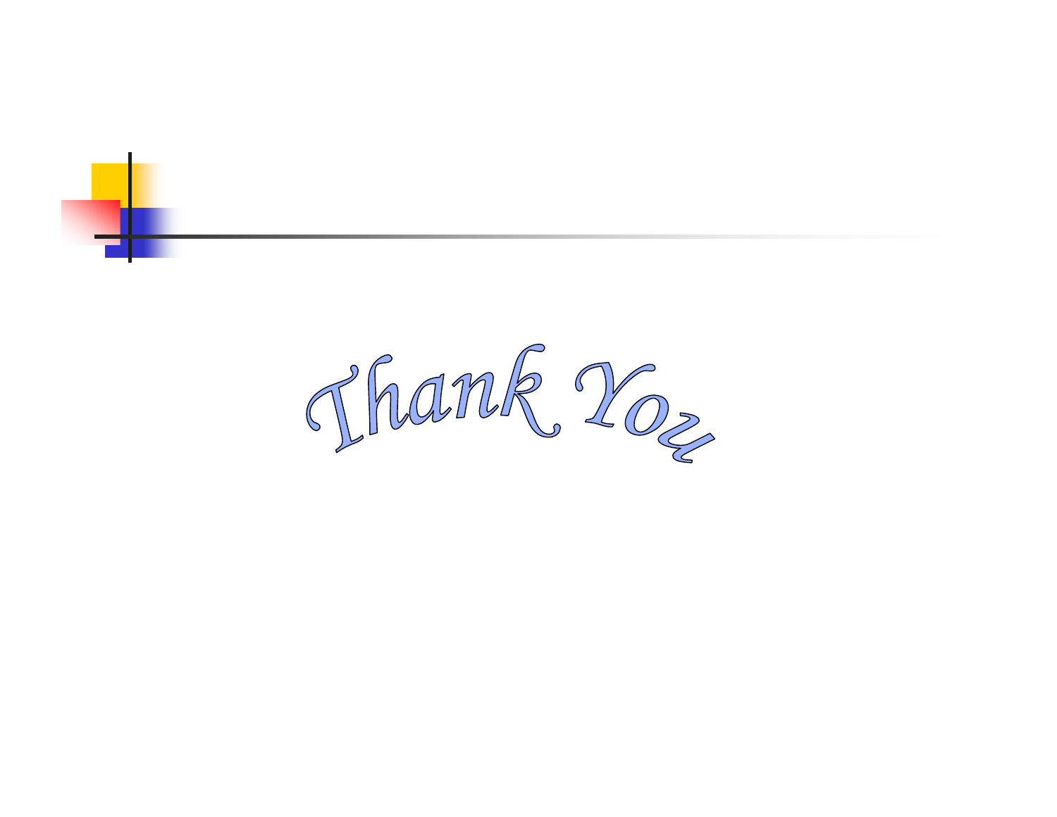# Thank You